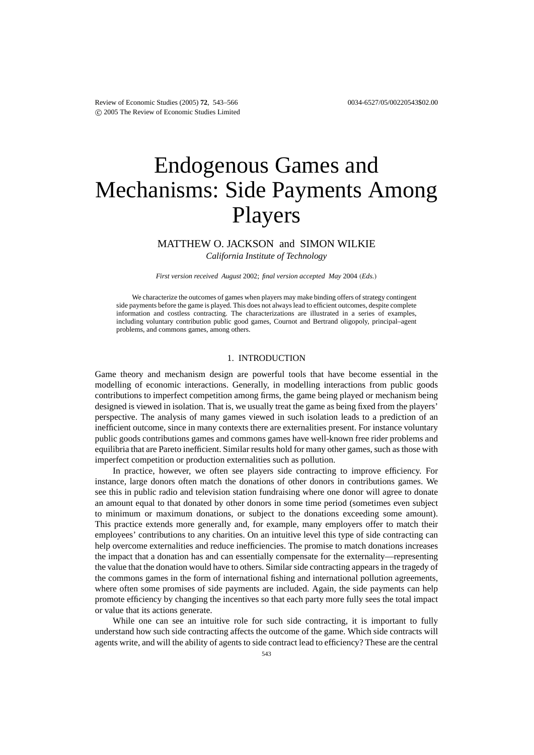# Endogenous Games and Mechanisms: Side Payments Among Players

MATTHEW O. JACKSON and SIMON WILKIE

*California Institute of Technology*

*First version received August* 2002; *final version accepted May* 2004 (*Eds.*)

We characterize the outcomes of games when players may make binding offers of strategy contingent side payments before the game is played. This does not always lead to efficient outcomes, despite complete information and costless contracting. The characterizations are illustrated in a series of examples, including voluntary contribution public good games, Cournot and Bertrand oligopoly, principal–agent problems, and commons games, among others.

## 1. INTRODUCTION

Game theory and mechanism design are powerful tools that have become essential in the modelling of economic interactions. Generally, in modelling interactions from public goods contributions to imperfect competition among firms, the game being played or mechanism being designed is viewed in isolation. That is, we usually treat the game as being fixed from the players' perspective. The analysis of many games viewed in such isolation leads to a prediction of an inefficient outcome, since in many contexts there are externalities present. For instance voluntary public goods contributions games and commons games have well-known free rider problems and equilibria that are Pareto inefficient. Similar results hold for many other games, such as those with imperfect competition or production externalities such as pollution.

In practice, however, we often see players side contracting to improve efficiency. For instance, large donors often match the donations of other donors in contributions games. We see this in public radio and television station fundraising where one donor will agree to donate an amount equal to that donated by other donors in some time period (sometimes even subject to minimum or maximum donations, or subject to the donations exceeding some amount). This practice extends more generally and, for example, many employers offer to match their employees' contributions to any charities. On an intuitive level this type of side contracting can help overcome externalities and reduce inefficiencies. The promise to match donations increases the impact that a donation has and can essentially compensate for the externality—representing the value that the donation would have to others. Similar side contracting appears in the tragedy of the commons games in the form of international fishing and international pollution agreements, where often some promises of side payments are included. Again, the side payments can help promote efficiency by changing the incentives so that each party more fully sees the total impact or value that its actions generate.

While one can see an intuitive role for such side contracting, it is important to fully understand how such side contracting affects the outcome of the game. Which side contracts will agents write, and will the ability of agents to side contract lead to efficiency? These are the central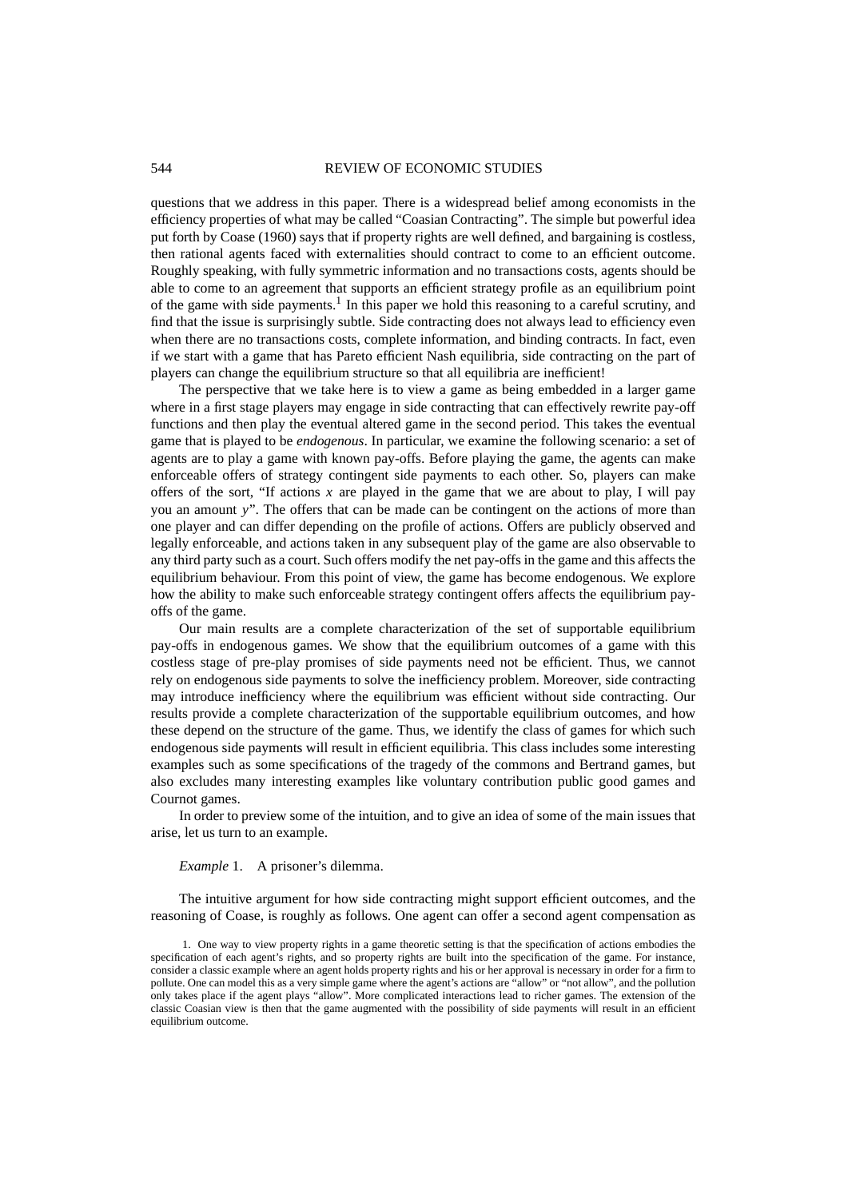questions that we address in this paper. There is a widespread belief among economists in the efficiency properties of what may be called "Coasian Contracting". The simple but powerful idea put forth by Coase (1960) says that if property rights are well defined, and bargaining is costless, then rational agents faced with externalities should contract to come to an efficient outcome. Roughly speaking, with fully symmetric information and no transactions costs, agents should be able to come to an agreement that supports an efficient strategy profile as an equilibrium point of the game with side payments.[1] In this paper we hold this reasoning to a careful scrutiny, and find that the issue is surprisingly subtle. Side contracting does not always lead to efficiency even when there are no transactions costs, complete information, and binding contracts. In fact, even if we start with a game that has Pareto efficient Nash equilibria, side contracting on the part of players can change the equilibrium structure so that all equilibria are inefficient!

The perspective that we take here is to view a game as being embedded in a larger game where in a first stage players may engage in side contracting that can effectively rewrite pay-off functions and then play the eventual altered game in the second period. This takes the eventual game that is played to be *endogenous*. In particular, we examine the following scenario: a set of agents are to play a game with known pay-offs. Before playing the game, the agents can make enforceable offers of strategy contingent side payments to each other. So, players can make offers of the sort, "If actions $x$ are played in the game that we are about to play, I will pay you an amount $y$". The offers that can be made can be contingent on the actions of more than one player and can differ depending on the profile of actions. Offers are publicly observed and legally enforceable, and actions taken in any subsequent play of the game are also observable to any third party such as a court. Such offers modify the net pay-offs in the game and this affects the equilibrium behaviour. From this point of view, the game has become endogenous. We explore how the ability to make such enforceable strategy contingent offers affects the equilibrium pay-offs of the game.

Our main results are a complete characterization of the set of supportable equilibrium pay-offs in endogenous games. We show that the equilibrium outcomes of a game with this costless stage of pre-play promises of side payments need not be efficient. Thus, we cannot rely on endogenous side payments to solve the inefficiency problem. Moreover, side contracting may introduce inefficiency where the equilibrium was efficient without side contracting. Our results provide a complete characterization of the supportable equilibrium outcomes, and how these depend on the structure of the game. Thus, we identify the class of games for which such endogenous side payments will result in efficient equilibria. This class includes some interesting examples such as some specifications of the tragedy of the commons and Bertrand games, but also excludes many interesting examples like voluntary contribution public good games and Cournot games.

In order to preview some of the intuition, and to give an idea of some of the main issues that arise, let us turn to an example.

*Example* 1. A prisoner's dilemma.

The intuitive argument for how side contracting might support efficient outcomes, and the reasoning of Coase, is roughly as follows. One agent can offer a second agent compensation as

1. One way to view property rights in a game theoretic setting is that the specification of actions embodies the specification of each agent's rights, and so property rights are built into the specification of the game. For instance, consider a classic example where an agent holds property rights and his or her approval is necessary in order for a firm to pollute. One can model this as a very simple game where the agent's actions are "allow" or "not allow", and the pollution only takes place if the agent plays "allow". More complicated interactions lead to richer games. The extension of the classic Coasian view is then that the game augmented with the possibility of side payments will result in an efficient equilibrium outcome.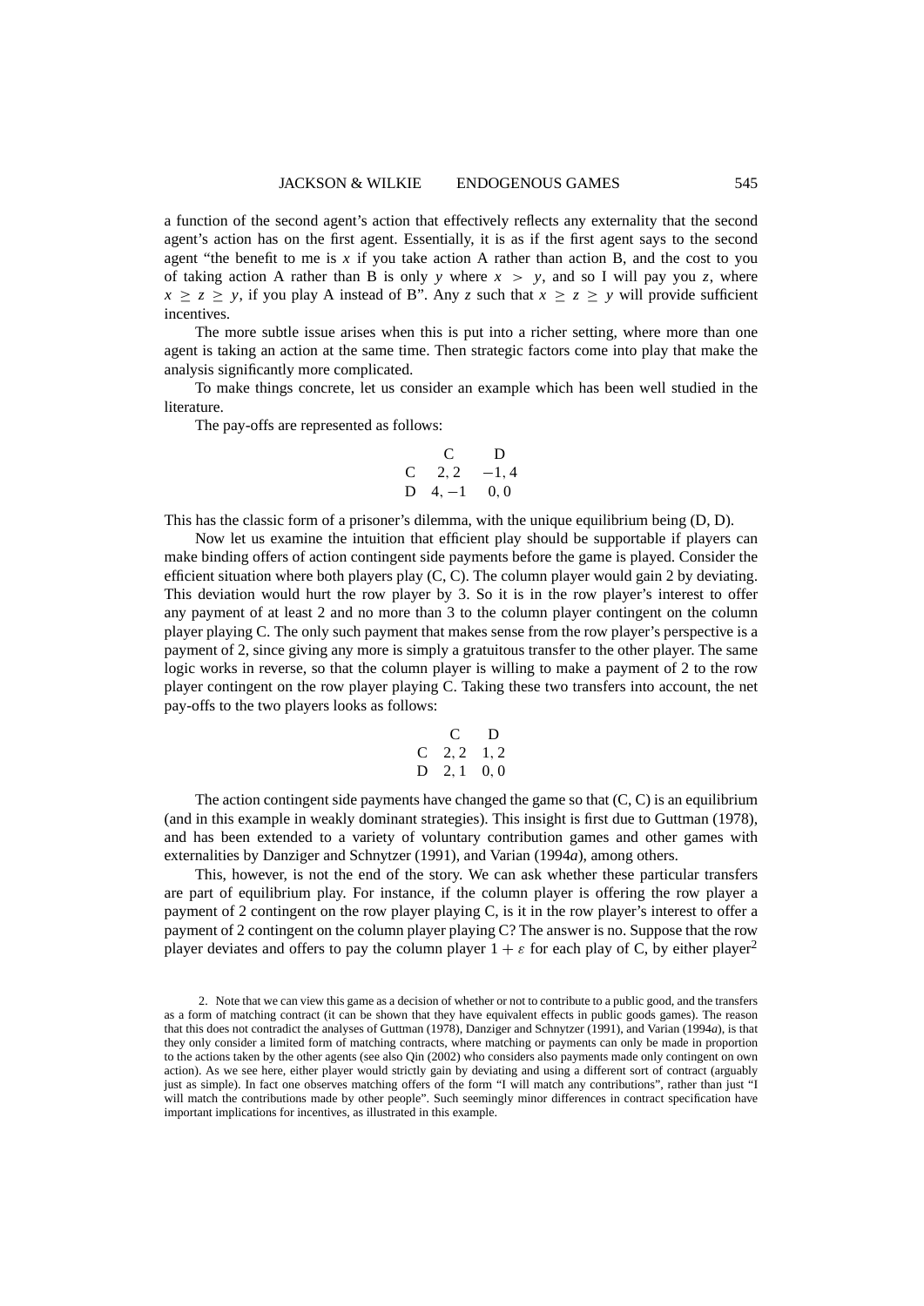a function of the second agent's action that effectively reflects any externality that the second agent's action has on the first agent. Essentially, it is as if the first agent says to the second agent "the benefit to me is $x$ if you take action A rather than action B, and the cost to you of taking action A rather than B is only $y$ where $x > y$, and so I will pay you $z$, where $x \geq z \geq y$, if you play A instead of B". Any $z$ such that $x \geq z \geq y$ will provide sufficient incentives.

The more subtle issue arises when this is put into a richer setting, where more than one agent is taking an action at the same time. Then strategic factors come into play that make the analysis significantly more complicated.

To make things concrete, let us consider an example which has been well studied in the literature.

The pay-offs are represented as follows:

| | C | D |
|---|---|---|
| C | 2, 2 | −1, 4 |
| D | 4, −1 | 0, 0 |

This has the classic form of a prisoner's dilemma, with the unique equilibrium being (D, D).

Now let us examine the intuition that efficient play should be supportable if players can make binding offers of action contingent side payments before the game is played. Consider the efficient situation where both players play (C, C). The column player would gain 2 by deviating. This deviation would hurt the row player by 3. So it is in the row player's interest to offer any payment of at least 2 and no more than 3 to the column player contingent on the column player playing C. The only such payment that makes sense from the row player's perspective is a payment of 2, since giving any more is simply a gratuitous transfer to the other player. The same logic works in reverse, so that the column player is willing to make a payment of 2 to the row player contingent on the row player playing C. Taking these two transfers into account, the net pay-offs to the two players looks as follows:

| | C | D |
|---|---|---|
| C | 2, 2 | 1, 2 |
| D | 2, 1 | 0, 0 |

The action contingent side payments have changed the game so that (C, C) is an equilibrium (and in this example in weakly dominant strategies). This insight is first due to Guttman (1978), and has been extended to a variety of voluntary contribution games and other games with externalities by Danziger and Schnytzer (1991), and Varian (1994*a*), among others.

This, however, is not the end of the story. We can ask whether these particular transfers are part of equilibrium play. For instance, if the column player is offering the row player a payment of 2 contingent on the row player playing C, is it in the row player's interest to offer a payment of 2 contingent on the column player playing C? The answer is no. Suppose that the row player deviates and offers to pay the column player $1 + \varepsilon$ for each play of C, by either player[2]

2. Note that we can view this game as a decision of whether or not to contribute to a public good, and the transfers as a form of matching contract (it can be shown that they have equivalent effects in public goods games). The reason that this does not contradict the analyses of Guttman (1978), Danziger and Schnytzer (1991), and Varian (1994*a*), is that they only consider a limited form of matching contracts, where matching or payments can only be made in proportion to the actions taken by the other agents (see also Qin (2002) who considers also payments made only contingent on own action). As we see here, either player would strictly gain by deviating and using a different sort of contract (arguably just as simple). In fact one observes matching offers of the form "I will match any contributions", rather than just "I will match the contributions made by other people". Such seemingly minor differences in contract specification have important implications for incentives, as illustrated in this example.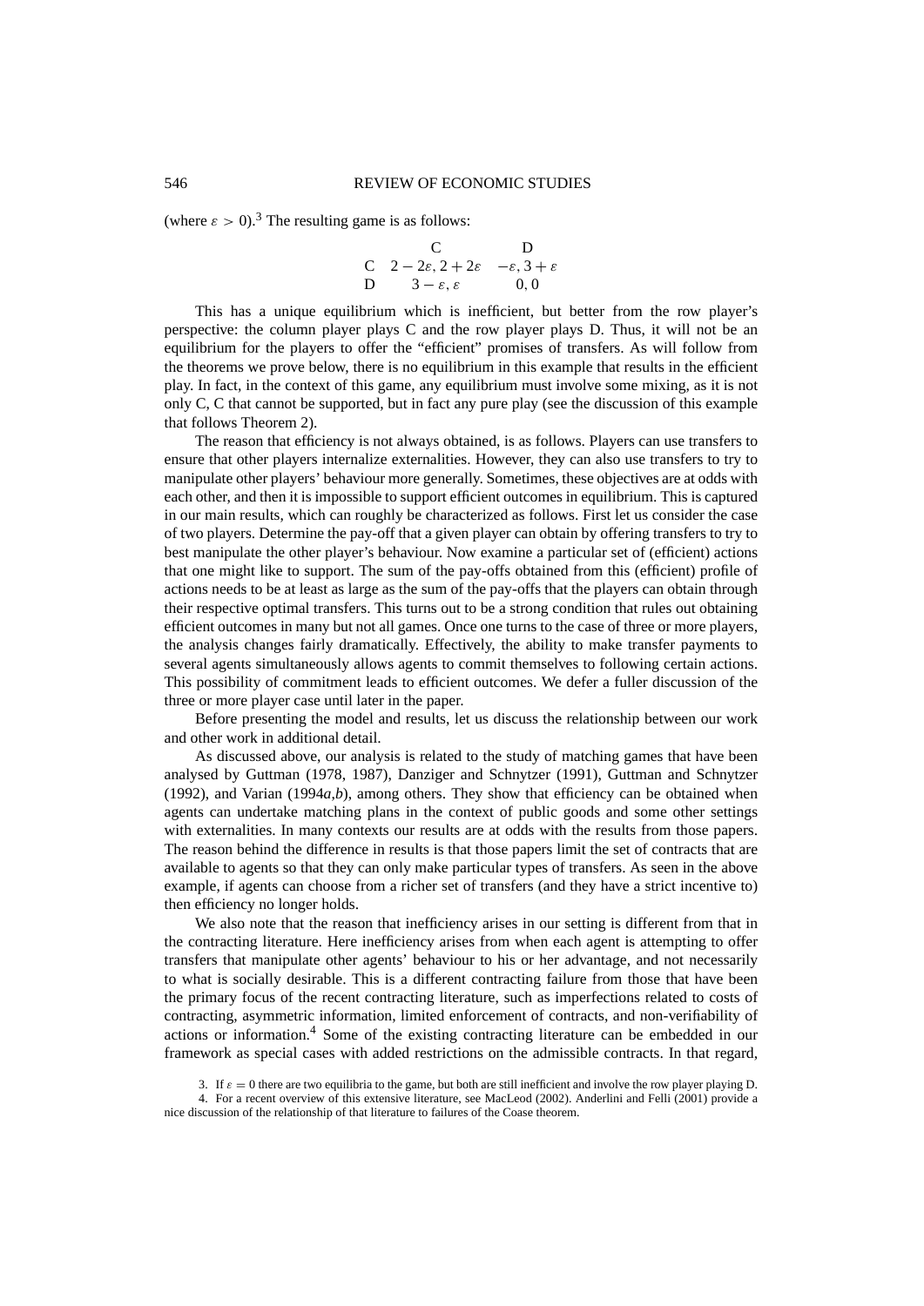(where $\varepsilon > 0$).[3] The resulting game is as follows:

| | C | D |
|---|---|---|
| C | $2-2\varepsilon, 2+2\varepsilon$ | $-\varepsilon, 3+\varepsilon$ |
| D | $3-\varepsilon, \varepsilon$ | $0, 0$ |

This has a unique equilibrium which is inefficient, but better from the row player's perspective: the column player plays C and the row player plays D. Thus, it will not be an equilibrium for the players to offer the "efficient" promises of transfers. As will follow from the theorems we prove below, there is no equilibrium in this example that results in the efficient play. In fact, in the context of this game, any equilibrium must involve some mixing, as it is not only C, C that cannot be supported, but in fact any pure play (see the discussion of this example that follows Theorem 2).

The reason that efficiency is not always obtained, is as follows. Players can use transfers to ensure that other players internalize externalities. However, they can also use transfers to try to manipulate other players' behaviour more generally. Sometimes, these objectives are at odds with each other, and then it is impossible to support efficient outcomes in equilibrium. This is captured in our main results, which can roughly be characterized as follows. First let us consider the case of two players. Determine the pay-off that a given player can obtain by offering transfers to try to best manipulate the other player's behaviour. Now examine a particular set of (efficient) actions that one might like to support. The sum of the pay-offs obtained from this (efficient) profile of actions needs to be at least as large as the sum of the pay-offs that the players can obtain through their respective optimal transfers. This turns out to be a strong condition that rules out obtaining efficient outcomes in many but not all games. Once one turns to the case of three or more players, the analysis changes fairly dramatically. Effectively, the ability to make transfer payments to several agents simultaneously allows agents to commit themselves to following certain actions. This possibility of commitment leads to efficient outcomes. We defer a fuller discussion of the three or more player case until later in the paper.

Before presenting the model and results, let us discuss the relationship between our work and other work in additional detail.

As discussed above, our analysis is related to the study of matching games that have been analysed by Guttman (1978, 1987), Danziger and Schnytzer (1991), Guttman and Schnytzer (1992), and Varian (1994*a*,*b*), among others. They show that efficiency can be obtained when agents can undertake matching plans in the context of public goods and some other settings with externalities. In many contexts our results are at odds with the results from those papers. The reason behind the difference in results is that those papers limit the set of contracts that are available to agents so that they can only make particular types of transfers. As seen in the above example, if agents can choose from a richer set of transfers (and they have a strict incentive to) then efficiency no longer holds.

We also note that the reason that inefficiency arises in our setting is different from that in the contracting literature. Here inefficiency arises from when each agent is attempting to offer transfers that manipulate other agents' behaviour to his or her advantage, and not necessarily to what is socially desirable. This is a different contracting failure from those that have been the primary focus of the recent contracting literature, such as imperfections related to costs of contracting, asymmetric information, limited enforcement of contracts, and non-verifiability of actions or information.[4] Some of the existing contracting literature can be embedded in our framework as special cases with added restrictions on the admissible contracts. In that regard,

3. If $\varepsilon = 0$ there are two equilibria to the game, but both are still inefficient and involve the row player playing D.

4. For a recent overview of this extensive literature, see MacLeod (2002). Anderlini and Felli (2001) provide a nice discussion of the relationship of that literature to failures of the Coase theorem.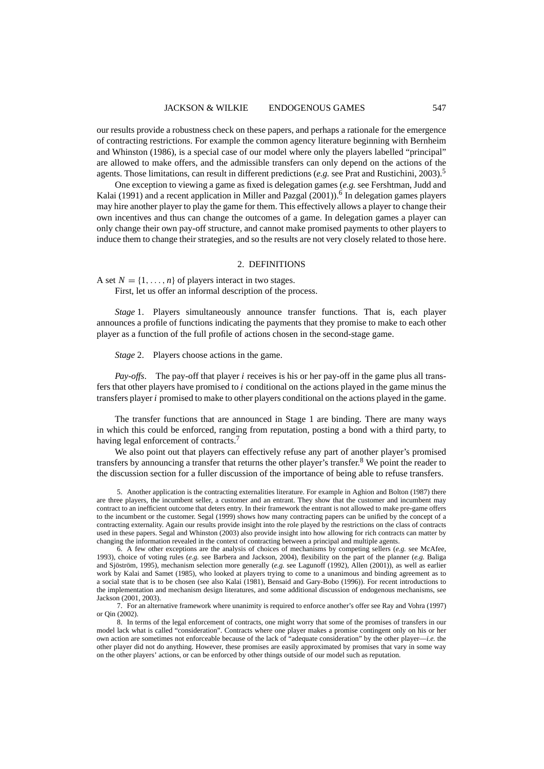our results provide a robustness check on these papers, and perhaps a rationale for the emergence of contracting restrictions. For example the common agency literature beginning with Bernheim and Whinston (1986), is a special case of our model where only the players labelled "principal" are allowed to make offers, and the admissible transfers can only depend on the actions of the agents. Those limitations, can result in different predictions (*e.g.* see Prat and Rustichini, 2003).[5]

One exception to viewing a game as fixed is delegation games (*e.g.* see Fershtman, Judd and Kalai (1991) and a recent application in Miller and Pazgal (2001)).[6] In delegation games players may hire another player to play the game for them. This effectively allows a player to change their own incentives and thus can change the outcomes of a game. In delegation games a player can only change their own pay-off structure, and cannot make promised payments to other players to induce them to change their strategies, and so the results are not very closely related to those here.

## 2. DEFINITIONS

A set $N = \{1, \ldots, n\}$ of players interact in two stages.

First, let us offer an informal description of the process.

*Stage* 1. Players simultaneously announce transfer functions. That is, each player announces a profile of functions indicating the payments that they promise to make to each other player as a function of the full profile of actions chosen in the second-stage game.

*Stage* 2. Players choose actions in the game.

*Pay-offs*. The pay-off that player $i$ receives is his or her pay-off in the game plus all transfers that other players have promised to $i$ conditional on the actions played in the game minus the transfers player $i$ promised to make to other players conditional on the actions played in the game.

The transfer functions that are announced in Stage 1 are binding. There are many ways in which this could be enforced, ranging from reputation, posting a bond with a third party, to having legal enforcement of contracts.[7]

We also point out that players can effectively refuse any part of another player's promised transfers by announcing a transfer that returns the other player's transfer.[8] We point the reader to the discussion section for a fuller discussion of the importance of being able to refuse transfers.

5. Another application is the contracting externalities literature. For example in Aghion and Bolton (1987) there are three players, the incumbent seller, a customer and an entrant. They show that the customer and incumbent may contract to an inefficient outcome that deters entry. In their framework the entrant is not allowed to make pre-game offers to the incumbent or the customer. Segal (1999) shows how many contracting papers can be unified by the concept of a contracting externality. Again our results provide insight into the role played by the restrictions on the class of contracts used in these papers. Segal and Whinston (2003) also provide insight into how allowing for rich contracts can matter by changing the information revealed in the context of contracting between a principal and multiple agents.

6. A few other exceptions are the analysis of choices of mechanisms by competing sellers (*e.g.* see McAfee, 1993), choice of voting rules (*e.g.* see Barbera and Jackson, 2004), flexibility on the part of the planner (*e.g.* Baliga and Sjöström, 1995), mechanism selection more generally (*e.g.* see Lagunoff (1992), Allen (2001)), as well as earlier work by Kalai and Samet (1985), who looked at players trying to come to a unanimous and binding agreement as to a social state that is to be chosen (see also Kalai (1981), Bensaid and Gary-Bobo (1996)). For recent introductions to the implementation and mechanism design literatures, and some additional discussion of endogenous mechanisms, see Jackson (2001, 2003).

7. For an alternative framework where unanimity is required to enforce another's offer see Ray and Vohra (1997) or Qin (2002).

8. In terms of the legal enforcement of contracts, one might worry that some of the promises of transfers in our model lack what is called "consideration". Contracts where one player makes a promise contingent only on his or her own action are sometimes not enforceable because of the lack of "adequate consideration" by the other player—*i.e.* the other player did not do anything. However, these promises are easily approximated by promises that vary in some way on the other players' actions, or can be enforced by other things outside of our model such as reputation.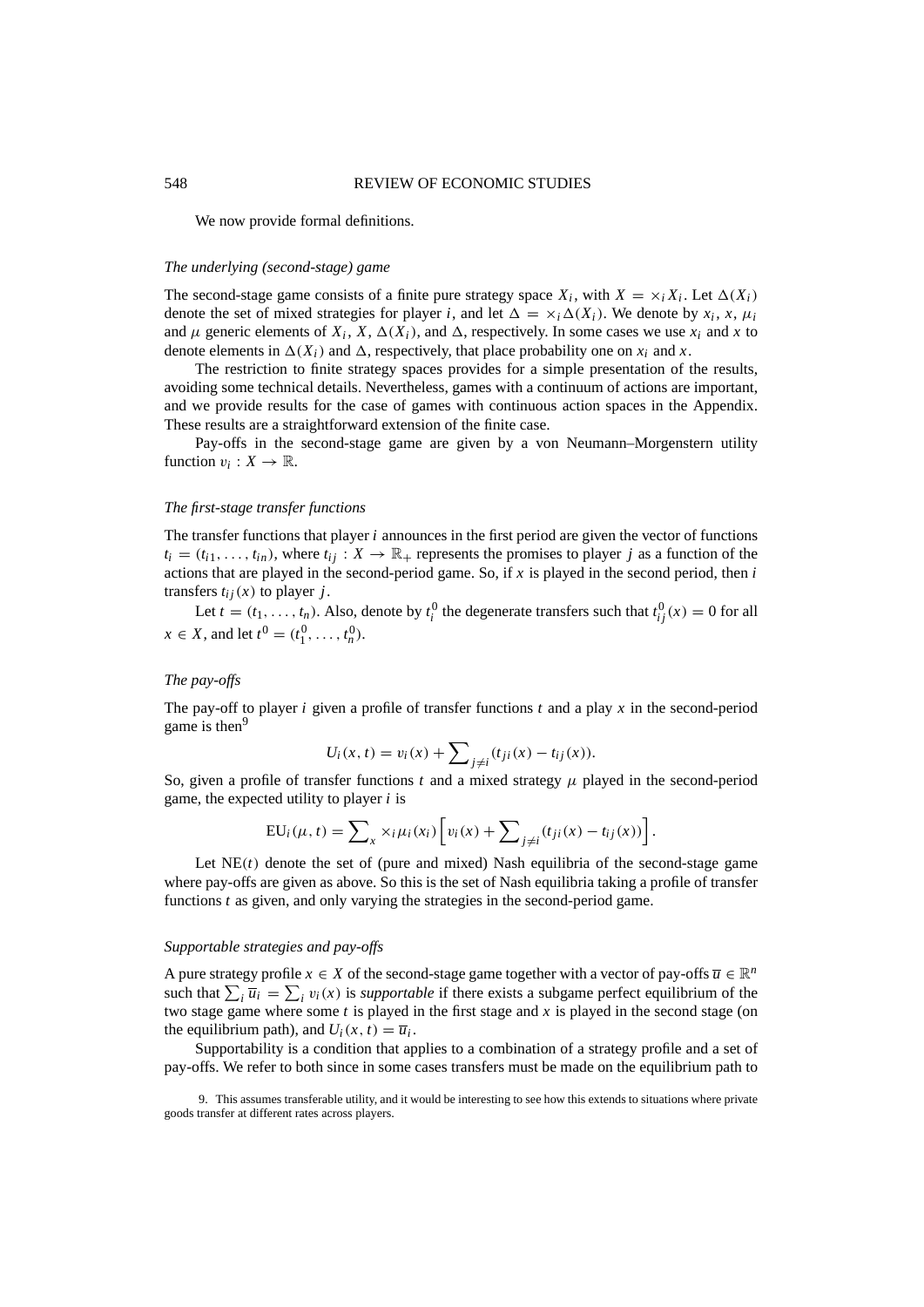We now provide formal definitions.

*The underlying (second-stage) game*

The second-stage game consists of a finite pure strategy space $X_i$, with $X = \times_i X_i$. Let $\Delta(X_i)$ denote the set of mixed strategies for player $i$, and let $\Delta = \times_i \Delta(X_i)$. We denote by $x_i$, $x$, $\mu_i$ and $\mu$ generic elements of $X_i$, $X$, $\Delta(X_i)$, and $\Delta$, respectively. In some cases we use $x_i$ and $x$ to denote elements in $\Delta(X_i)$ and $\Delta$, respectively, that place probability one on $x_i$ and $x$.

The restriction to finite strategy spaces provides for a simple presentation of the results, avoiding some technical details. Nevertheless, games with a continuum of actions are important, and we provide results for the case of games with continuous action spaces in the Appendix. These results are a straightforward extension of the finite case.

Pay-offs in the second-stage game are given by a von Neumann–Morgenstern utility function $v_i : X \to \mathbb{R}$.

*The first-stage transfer functions*

The transfer functions that player $i$ announces in the first period are given the vector of functions $t_i = (t_{i1}, \ldots, t_{in})$, where $t_{ij} : X \to \mathbb{R}_+$ represents the promises to player $j$ as a function of the actions that are played in the second-period game. So, if $x$ is played in the second period, then $i$ transfers $t_{ij}(x)$ to player $j$.

Let $t = (t_1, \ldots, t_n)$. Also, denote by $t_i^0$ the degenerate transfers such that $t_{ij}^0(x) = 0$ for all $x \in X$, and let $t^0 = (t_1^0, \ldots, t_n^0)$.

*The pay-offs*

The pay-off to player $i$ given a profile of transfer functions $t$ and a play $x$ in the second-period game is then[9]

$$U_i(x, t) = v_i(x) + \sum_{j \neq i} (t_{ji}(x) - t_{ij}(x)).$$

So, given a profile of transfer functions $t$ and a mixed strategy $\mu$ played in the second-period game, the expected utility to player $i$ is

$$\mathrm{EU}_i(\mu, t) = \sum_x \times_i \mu_i(x_i) \Big[ v_i(x) + \sum_{j \neq i} (t_{ji}(x) - t_{ij}(x)) \Big].$$

Let $\mathrm{NE}(t)$ denote the set of (pure and mixed) Nash equilibria of the second-stage game where pay-offs are given as above. So this is the set of Nash equilibria taking a profile of transfer functions $t$ as given, and only varying the strategies in the second-period game.

*Supportable strategies and pay-offs*

A pure strategy profile $x \in X$ of the second-stage game together with a vector of pay-offs $\overline{u} \in \mathbb{R}^n$ such that $\sum_i \overline{u}_i = \sum_i v_i(x)$ is *supportable* if there exists a subgame perfect equilibrium of the two stage game where some $t$ is played in the first stage and $x$ is played in the second stage (on the equilibrium path), and $U_i(x, t) = \overline{u}_i$.

Supportability is a condition that applies to a combination of a strategy profile and a set of pay-offs. We refer to both since in some cases transfers must be made on the equilibrium path to

9. This assumes transferable utility, and it would be interesting to see how this extends to situations where private goods transfer at different rates across players.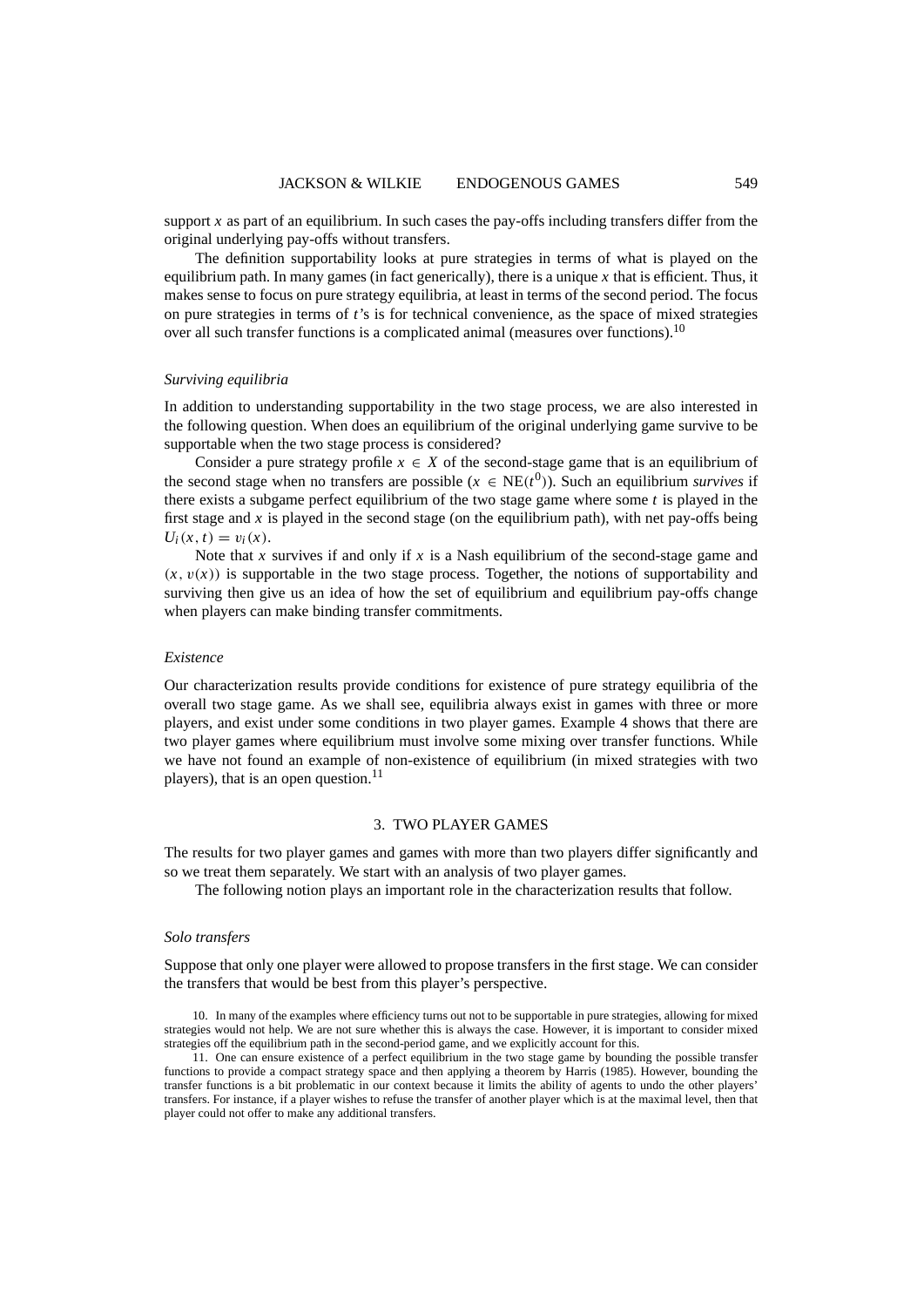support $x$ as part of an equilibrium. In such cases the pay-offs including transfers differ from the original underlying pay-offs without transfers.

The definition supportability looks at pure strategies in terms of what is played on the equilibrium path. In many games (in fact generically), there is a unique $x$ that is efficient. Thus, it makes sense to focus on pure strategy equilibria, at least in terms of the second period. The focus on pure strategies in terms of $t$'s is for technical convenience, as the space of mixed strategies over all such transfer functions is a complicated animal (measures over functions).[10]

*Surviving equilibria*

In addition to understanding supportability in the two stage process, we are also interested in the following question. When does an equilibrium of the original underlying game survive to be supportable when the two stage process is considered?

Consider a pure strategy profile $x \in X$ of the second-stage game that is an equilibrium of the second stage when no transfers are possible ($x \in \mathrm{NE}(t^0)$). Such an equilibrium *survives* if there exists a subgame perfect equilibrium of the two stage game where some $t$ is played in the first stage and $x$ is played in the second stage (on the equilibrium path), with net pay-offs being $U_i(x, t) = v_i(x)$.

Note that $x$ survives if and only if $x$ is a Nash equilibrium of the second-stage game and $(x, v(x))$ is supportable in the two stage process. Together, the notions of supportability and surviving then give us an idea of how the set of equilibrium and equilibrium pay-offs change when players can make binding transfer commitments.

*Existence*

Our characterization results provide conditions for existence of pure strategy equilibria of the overall two stage game. As we shall see, equilibria always exist in games with three or more players, and exist under some conditions in two player games. Example 4 shows that there are two player games where equilibrium must involve some mixing over transfer functions. While we have not found an example of non-existence of equilibrium (in mixed strategies with two players), that is an open question.[11]

## 3. TWO PLAYER GAMES

The results for two player games and games with more than two players differ significantly and so we treat them separately. We start with an analysis of two player games.

The following notion plays an important role in the characterization results that follow.

*Solo transfers*

Suppose that only one player were allowed to propose transfers in the first stage. We can consider the transfers that would be best from this player's perspective.

10. In many of the examples where efficiency turns out not to be supportable in pure strategies, allowing for mixed strategies would not help. We are not sure whether this is always the case. However, it is important to consider mixed strategies off the equilibrium path in the second-period game, and we explicitly account for this.

11. One can ensure existence of a perfect equilibrium in the two stage game by bounding the possible transfer functions to provide a compact strategy space and then applying a theorem by Harris (1985). However, bounding the transfer functions is a bit problematic in our context because it limits the ability of agents to undo the other players' transfers. For instance, if a player wishes to refuse the transfer of another player which is at the maximal level, then that player could not offer to make any additional transfers.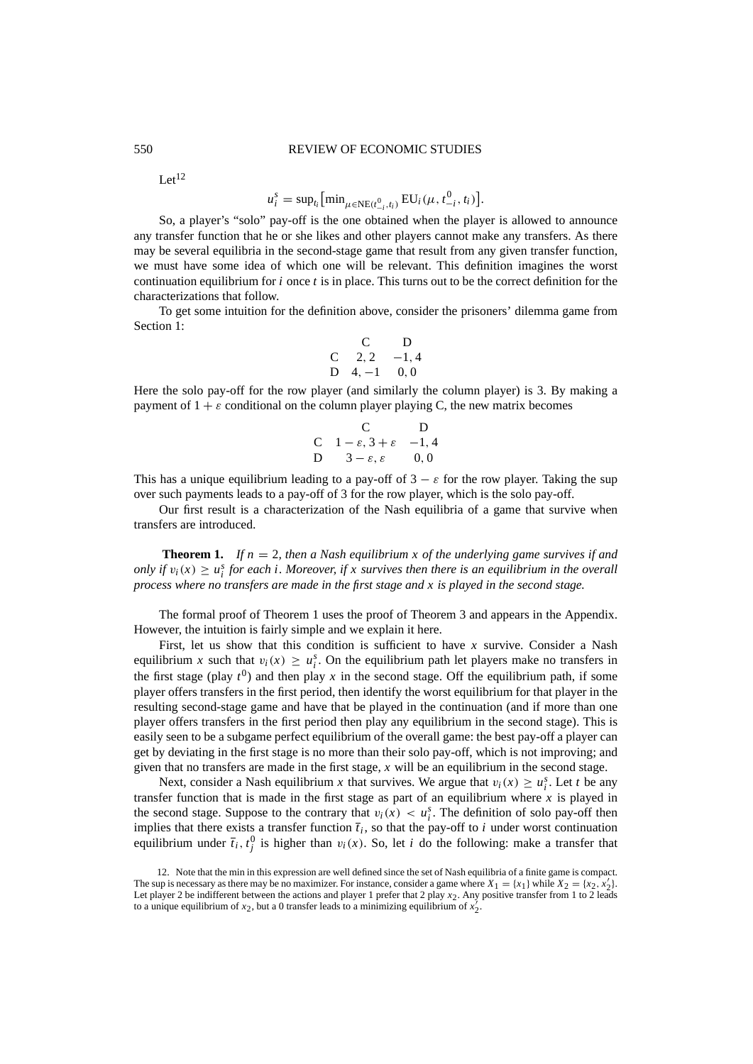Let[12]

$$u_i^s = \sup_{t_i}\left[\min_{\mu \in \mathrm{NE}(t_{-i}^0, t_i)} \mathrm{EU}_i(\mu, t_{-i}^0, t_i)\right].$$

So, a player's "solo" pay-off is the one obtained when the player is allowed to announce any transfer function that he or she likes and other players cannot make any transfers. As there may be several equilibria in the second-stage game that result from any given transfer function, we must have some idea of which one will be relevant. This definition imagines the worst continuation equilibrium for $i$ once $t$ is in place. This turns out to be the correct definition for the characterizations that follow.

To get some intuition for the definition above, consider the prisoners' dilemma game from Section 1:

| | C | D |
|---|---|---|
| C | 2, 2 | −1, 4 |
| D | 4, −1 | 0, 0 |

Here the solo pay-off for the row player (and similarly the column player) is 3. By making a payment of $1 + \varepsilon$ conditional on the column player playing C, the new matrix becomes

| | C | D |
|---|---|---|
| C | $1 - \varepsilon, 3 + \varepsilon$ | −1, 4 |
| D | $3 - \varepsilon, \varepsilon$ | 0, 0 |

This has a unique equilibrium leading to a pay-off of $3 - \varepsilon$ for the row player. Taking the sup over such payments leads to a pay-off of 3 for the row player, which is the solo pay-off.

Our first result is a characterization of the Nash equilibria of a game that survive when transfers are introduced.

**Theorem 1.** *If $n = 2$, then a Nash equilibrium $x$ of the underlying game survives if and only if $v_i(x) \geq u_i^s$ for each $i$. Moreover, if $x$ survives then there is an equilibrium in the overall process where no transfers are made in the first stage and $x$ is played in the second stage.*

The formal proof of Theorem 1 uses the proof of Theorem 3 and appears in the Appendix. However, the intuition is fairly simple and we explain it here.

First, let us show that this condition is sufficient to have $x$ survive. Consider a Nash equilibrium $x$ such that $v_i(x) \geq u_i^s$. On the equilibrium path let players make no transfers in the first stage (play $t^0$) and then play $x$ in the second stage. Off the equilibrium path, if some player offers transfers in the first period, then identify the worst equilibrium for that player in the resulting second-stage game and have that be played in the continuation (and if more than one player offers transfers in the first period then play any equilibrium in the second stage). This is easily seen to be a subgame perfect equilibrium of the overall game: the best pay-off a player can get by deviating in the first stage is no more than their solo pay-off, which is not improving; and given that no transfers are made in the first stage, $x$ will be an equilibrium in the second stage.

Next, consider a Nash equilibrium $x$ that survives. We argue that $v_i(x) \geq u_i^s$. Let $t$ be any transfer function that is made in the first stage as part of an equilibrium where $x$ is played in the second stage. Suppose to the contrary that $v_i(x) < u_i^s$. The definition of solo pay-off then implies that there exists a transfer function $\bar{t}_i$, so that the pay-off to $i$ under worst continuation equilibrium under $\bar{t}_i, t_j^0$ is higher than $v_i(x)$. So, let $i$ do the following: make a transfer that

12. Note that the min in this expression are well defined since the set of Nash equilibria of a finite game is compact. The sup is necessary as there may be no maximizer. For instance, consider a game where $X_1 = \{x_1\}$ while $X_2 = \{x_2, x_2'\}$. Let player 2 be indifferent between the actions and player 1 prefer that 2 play $x_2$. Any positive transfer from 1 to 2 leads to a unique equilibrium of $x_2$, but a 0 transfer leads to a minimizing equilibrium of $x_2'$.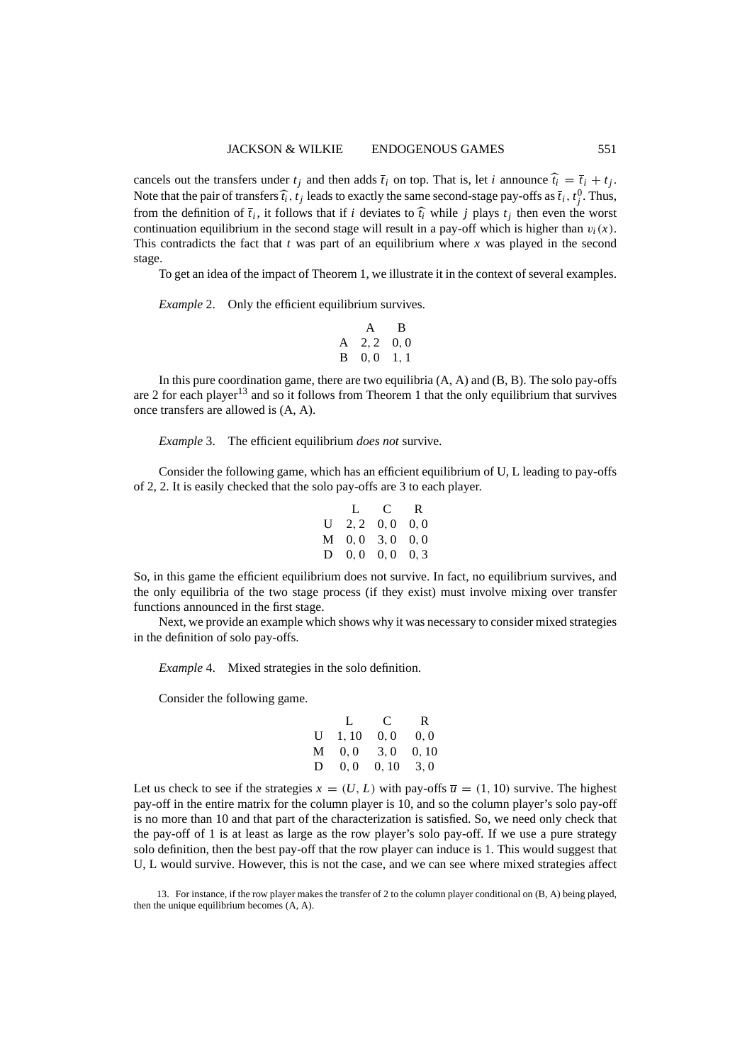cancels out the transfers under $t_j$ and then adds $\bar{t}_i$ on top. That is, let $i$ announce $\hat{t}_i = \bar{t}_i + t_j$. Note that the pair of transfers $\hat{t}_i, t_j$ leads to exactly the same second-stage pay-offs as $\bar{t}_i, t_j^0$. Thus, from the definition of $\bar{t}_i$, it follows that if $i$ deviates to $\hat{t}_i$ while $j$ plays $t_j$ then even the worst continuation equilibrium in the second stage will result in a pay-off which is higher than $v_i(x)$. This contradicts the fact that $t$ was part of an equilibrium where $x$ was played in the second stage.

To get an idea of the impact of Theorem 1, we illustrate it in the context of several examples.

*Example* 2. Only the efficient equilibrium survives.

| | A | B |
|---|---|---|
| A | 2, 2 | 0, 0 |
| B | 0, 0 | 1, 1 |

In this pure coordination game, there are two equilibria (A, A) and (B, B). The solo pay-offs are 2 for each player[13] and so it follows from Theorem 1 that the only equilibrium that survives once transfers are allowed is (A, A).

*Example* 3. The efficient equilibrium *does not* survive.

Consider the following game, which has an efficient equilibrium of U, L leading to pay-offs of 2, 2. It is easily checked that the solo pay-offs are 3 to each player.

| | L | C | R |
|---|---|---|---|
| U | 2, 2 | 0, 0 | 0, 0 |
| M | 0, 0 | 3, 0 | 0, 0 |
| D | 0, 0 | 0, 0 | 0, 3 |

So, in this game the efficient equilibrium does not survive. In fact, no equilibrium survives, and the only equilibria of the two stage process (if they exist) must involve mixing over transfer functions announced in the first stage.

Next, we provide an example which shows why it was necessary to consider mixed strategies in the definition of solo pay-offs.

*Example* 4. Mixed strategies in the solo definition.

Consider the following game.

| | L | C | R |
|---|---|---|---|
| U | 1, 10 | 0, 0 | 0, 0 |
| M | 0, 0 | 3, 0 | 0, 10 |
| D | 0, 0 | 0, 10 | 3, 0 |

Let us check to see if the strategies $x = (U, L)$ with pay-offs $\bar{u} = (1, 10)$ survive. The highest pay-off in the entire matrix for the column player is 10, and so the column player's solo pay-off is no more than 10 and that part of the characterization is satisfied. So, we need only check that the pay-off of 1 is at least as large as the row player's solo pay-off. If we use a pure strategy solo definition, then the best pay-off that the row player can induce is 1. This would suggest that U, L would survive. However, this is not the case, and we can see where mixed strategies affect

13. For instance, if the row player makes the transfer of 2 to the column player conditional on (B, A) being played, then the unique equilibrium becomes (A, A).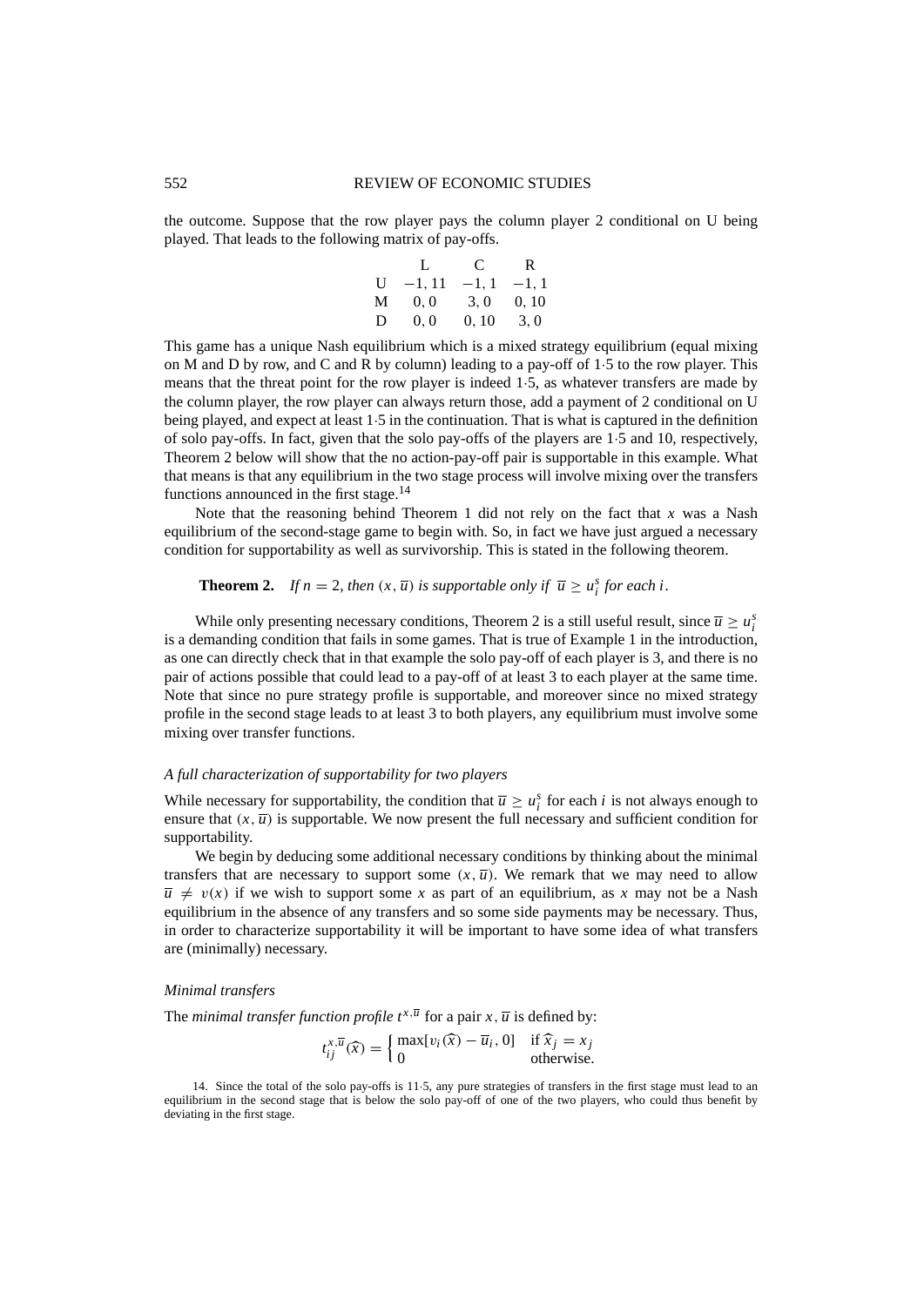the outcome. Suppose that the row player pays the column player 2 conditional on U being played. That leads to the following matrix of pay-offs.

| | L | C | R |
|---|---|---|---|
| U | $-1, 11$ | $-1, 1$ | $-1, 1$ |
| M | $0, 0$ | $3, 0$ | $0, 10$ |
| D | $0, 0$ | $0, 10$ | $3, 0$ |

This game has a unique Nash equilibrium which is a mixed strategy equilibrium (equal mixing on M and D by row, and C and R by column) leading to a pay-off of 1·5 to the row player. This means that the threat point for the row player is indeed 1·5, as whatever transfers are made by the column player, the row player can always return those, add a payment of 2 conditional on U being played, and expect at least 1·5 in the continuation. That is what is captured in the definition of solo pay-offs. In fact, given that the solo pay-offs of the players are 1·5 and 10, respectively, Theorem 2 below will show that the no action-pay-off pair is supportable in this example. What that means is that any equilibrium in the two stage process will involve mixing over the transfers functions announced in the first stage.[14]

Note that the reasoning behind Theorem 1 did not rely on the fact that $x$ was a Nash equilibrium of the second-stage game to begin with. So, in fact we have just argued a necessary condition for supportability as well as survivorship. This is stated in the following theorem.

**Theorem 2.** *If $n = 2$, then $(x, \overline{u})$ is supportable only if $\overline{u} \geq u_i^s$ for each $i$.*

While only presenting necessary conditions, Theorem 2 is a still useful result, since $\overline{u} \geq u_i^s$ is a demanding condition that fails in some games. That is true of Example 1 in the introduction, as one can directly check that in that example the solo pay-off of each player is 3, and there is no pair of actions possible that could lead to a pay-off of at least 3 to each player at the same time. Note that since no pure strategy profile is supportable, and moreover since no mixed strategy profile in the second stage leads to at least 3 to both players, any equilibrium must involve some mixing over transfer functions.

### *A full characterization of supportability for two players*

While necessary for supportability, the condition that $\overline{u} \geq u_i^s$ for each $i$ is not always enough to ensure that $(x, \overline{u})$ is supportable. We now present the full necessary and sufficient condition for supportability.

We begin by deducing some additional necessary conditions by thinking about the minimal transfers that are necessary to support some $(x, \overline{u})$. We remark that we may need to allow $\overline{u} \neq v(x)$ if we wish to support some $x$ as part of an equilibrium, as $x$ may not be a Nash equilibrium in the absence of any transfers and so some side payments may be necessary. Thus, in order to characterize supportability it will be important to have some idea of what transfers are (minimally) necessary.

### *Minimal transfers*

The *minimal transfer function profile* $t^{x,\overline{u}}$ for a pair $x, \overline{u}$ is defined by:

$$t_{ij}^{x,\overline{u}}(\widehat{x}) = \begin{cases} \max[v_i(\widehat{x}) - \overline{u}_i, 0] & \text{if } \widehat{x}_j = x_j \\ 0 & \text{otherwise.} \end{cases}$$

14. Since the total of the solo pay-offs is 11·5, any pure strategies of transfers in the first stage must lead to an equilibrium in the second stage that is below the solo pay-off of one of the two players, who could thus benefit by deviating in the first stage.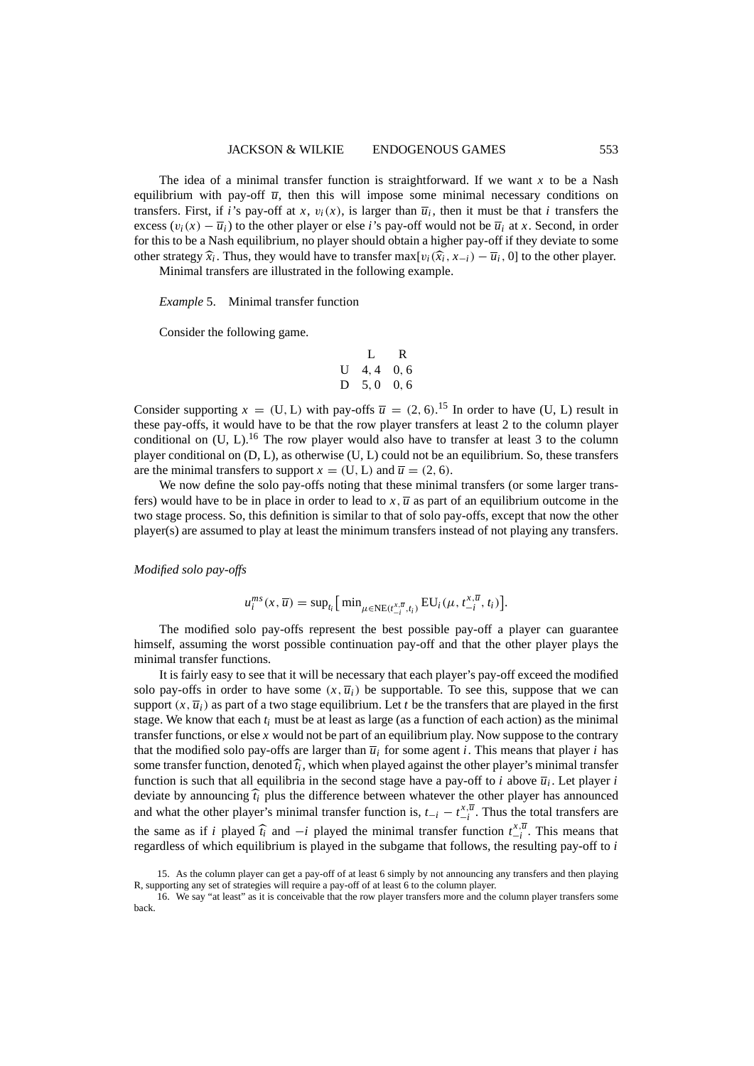The idea of a minimal transfer function is straightforward. If we want $x$ to be a Nash equilibrium with pay-off $\overline{u}$, then this will impose some minimal necessary conditions on transfers. First, if $i$'s pay-off at $x$, $v_i(x)$, is larger than $\overline{u}_i$, then it must be that $i$ transfers the excess $(v_i(x) - \overline{u}_i)$ to the other player or else $i$'s pay-off would not be $\overline{u}_i$ at $x$. Second, in order for this to be a Nash equilibrium, no player should obtain a higher pay-off if they deviate to some other strategy $\widehat{x}_i$. Thus, they would have to transfer $\max[v_i(\widehat{x}_i, x_{-i}) - \overline{u}_i, 0]$ to the other player.

Minimal transfers are illustrated in the following example.

*Example* 5. Minimal transfer function

Consider the following game.

|   | L | R |
|---|---|---|
| U | 4, 4 | 0, 6 |
| D | 5, 0 | 0, 6 |

Consider supporting $x = (\text{U}, \text{L})$ with pay-offs $\overline{u} = (2, 6)$.[15] In order to have (U, L) result in these pay-offs, it would have to be that the row player transfers at least 2 to the column player conditional on (U, L).[16] The row player would also have to transfer at least 3 to the column player conditional on (D, L), as otherwise (U, L) could not be an equilibrium. So, these transfers are the minimal transfers to support $x = (\text{U}, \text{L})$ and $\overline{u} = (2, 6)$.

We now define the solo pay-offs noting that these minimal transfers (or some larger transfers) would have to be in place in order to lead to $x, \overline{u}$ as part of an equilibrium outcome in the two stage process. So, this definition is similar to that of solo pay-offs, except that now the other player(s) are assumed to play at least the minimum transfers instead of not playing any transfers.

*Modified solo pay-offs*

$$u_i^{ms}(x, \overline{u}) = \sup_{t_i}\left[\min_{\mu \in \text{NE}(t_{-i}^{x,\overline{u}}, t_i)} \text{EU}_i(\mu, t_{-i}^{x,\overline{u}}, t_i)\right].$$

The modified solo pay-offs represent the best possible pay-off a player can guarantee himself, assuming the worst possible continuation pay-off and that the other player plays the minimal transfer functions.

It is fairly easy to see that it will be necessary that each player's pay-off exceed the modified solo pay-offs in order to have some $(x, \overline{u}_i)$ be supportable. To see this, suppose that we can support $(x, \overline{u}_i)$ as part of a two stage equilibrium. Let $t$ be the transfers that are played in the first stage. We know that each $t_i$ must be at least as large (as a function of each action) as the minimal transfer functions, or else $x$ would not be part of an equilibrium play. Now suppose to the contrary that the modified solo pay-offs are larger than $\overline{u}_i$ for some agent $i$. This means that player $i$ has some transfer function, denoted $\widehat{t}_i$, which when played against the other player's minimal transfer function is such that all equilibria in the second stage have a pay-off to $i$ above $\overline{u}_i$. Let player $i$ deviate by announcing $\widehat{t}_i$ plus the difference between whatever the other player has announced and what the other player's minimal transfer function is, $t_{-i} - t_{-i}^{x,\overline{u}}$. Thus the total transfers are the same as if $i$ played $\widehat{t}_i$ and $-i$ played the minimal transfer function $t_{-i}^{x,\overline{u}}$. This means that regardless of which equilibrium is played in the subgame that follows, the resulting pay-off to $i$

15. As the column player can get a pay-off of at least 6 simply by not announcing any transfers and then playing R, supporting any set of strategies will require a pay-off of at least 6 to the column player.

16. We say "at least" as it is conceivable that the row player transfers more and the column player transfers some back.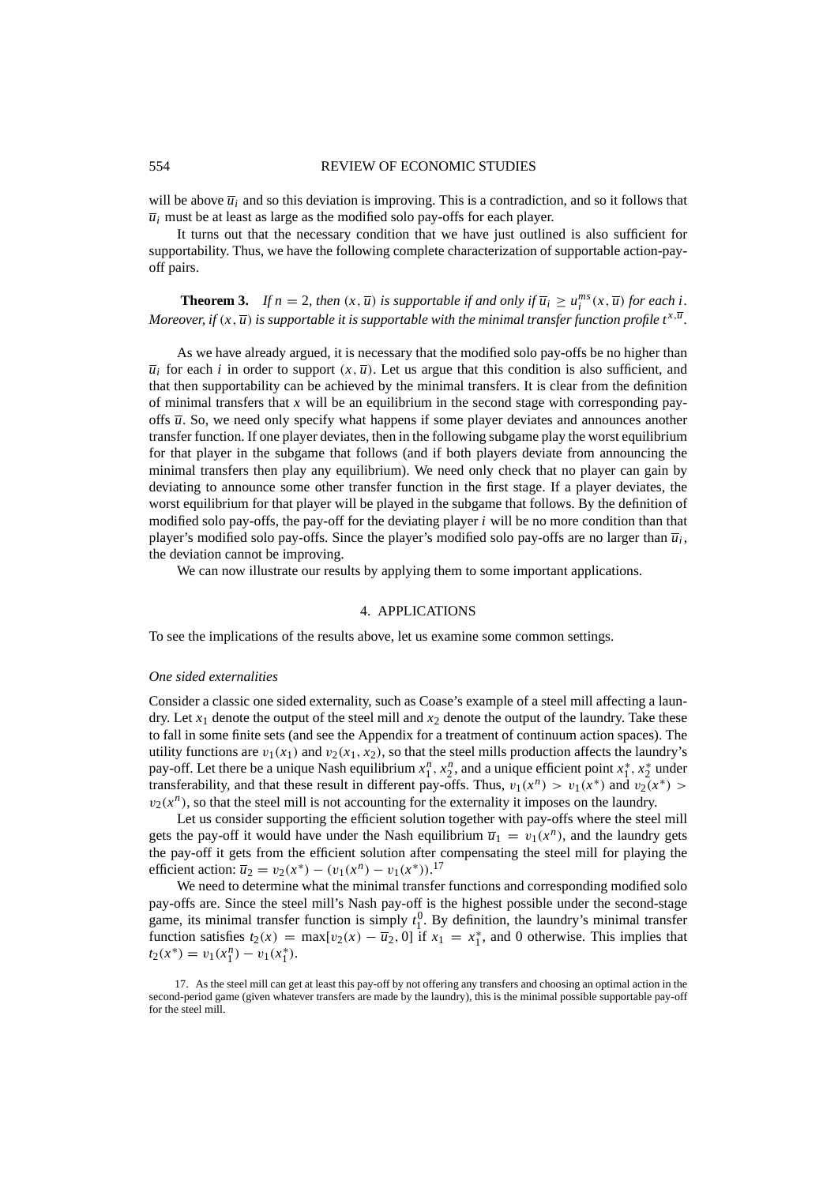will be above $\overline{u}_i$ and so this deviation is improving. This is a contradiction, and so it follows that $\overline{u}_i$ must be at least as large as the modified solo pay-offs for each player.

It turns out that the necessary condition that we have just outlined is also sufficient for supportability. Thus, we have the following complete characterization of supportable action-pay-off pairs.

**Theorem 3.** *If $n = 2$, then $(x, \overline{u})$ is supportable if and only if $\overline{u}_i \geq u_i^{ms}(x, \overline{u})$ for each $i$. Moreover, if $(x, \overline{u})$ is supportable it is supportable with the minimal transfer function profile $t^{x,\overline{u}}$.*

As we have already argued, it is necessary that the modified solo pay-offs be no higher than $\overline{u}_i$ for each $i$ in order to support $(x, \overline{u})$. Let us argue that this condition is also sufficient, and that then supportability can be achieved by the minimal transfers. It is clear from the definition of minimal transfers that $x$ will be an equilibrium in the second stage with corresponding pay-offs $\overline{u}$. So, we need only specify what happens if some player deviates and announces another transfer function. If one player deviates, then in the following subgame play the worst equilibrium for that player in the subgame that follows (and if both players deviate from announcing the minimal transfers then play any equilibrium). We need only check that no player can gain by deviating to announce some other transfer function in the first stage. If a player deviates, the worst equilibrium for that player will be played in the subgame that follows. By the definition of modified solo pay-offs, the pay-off for the deviating player $i$ will be no more condition than that player's modified solo pay-offs. Since the player's modified solo pay-offs are no larger than $\overline{u}_i$, the deviation cannot be improving.

We can now illustrate our results by applying them to some important applications.

## 4. APPLICATIONS

To see the implications of the results above, let us examine some common settings.

### *One sided externalities*

Consider a classic one sided externality, such as Coase's example of a steel mill affecting a laundry. Let $x_1$ denote the output of the steel mill and $x_2$ denote the output of the laundry. Take these to fall in some finite sets (and see the Appendix for a treatment of continuum action spaces). The utility functions are $v_1(x_1)$ and $v_2(x_1, x_2)$, so that the steel mills production affects the laundry's pay-off. Let there be a unique Nash equilibrium $x_1^n, x_2^n$, and a unique efficient point $x_1^*, x_2^*$ under transferability, and that these result in different pay-offs. Thus, $v_1(x^n) > v_1(x^*)$ and $v_2(x^*) > v_2(x^n)$, so that the steel mill is not accounting for the externality it imposes on the laundry.

Let us consider supporting the efficient solution together with pay-offs where the steel mill gets the pay-off it would have under the Nash equilibrium $\overline{u}_1 = v_1(x^n)$, and the laundry gets the pay-off it gets from the efficient solution after compensating the steel mill for playing the efficient action: $\overline{u}_2 = v_2(x^*) - (v_1(x^n) - v_1(x^*))$.[17]

We need to determine what the minimal transfer functions and corresponding modified solo pay-offs are. Since the steel mill's Nash pay-off is the highest possible under the second-stage game, its minimal transfer function is simply $t_1^0$. By definition, the laundry's minimal transfer function satisfies $t_2(x) = \max[v_2(x) - \overline{u}_2, 0]$ if $x_1 = x_1^*$, and 0 otherwise. This implies that $t_2(x^*) = v_1(x_1^n) - v_1(x_1^*)$.

17. As the steel mill can get at least this pay-off by not offering any transfers and choosing an optimal action in the second-period game (given whatever transfers are made by the laundry), this is the minimal possible supportable pay-off for the steel mill.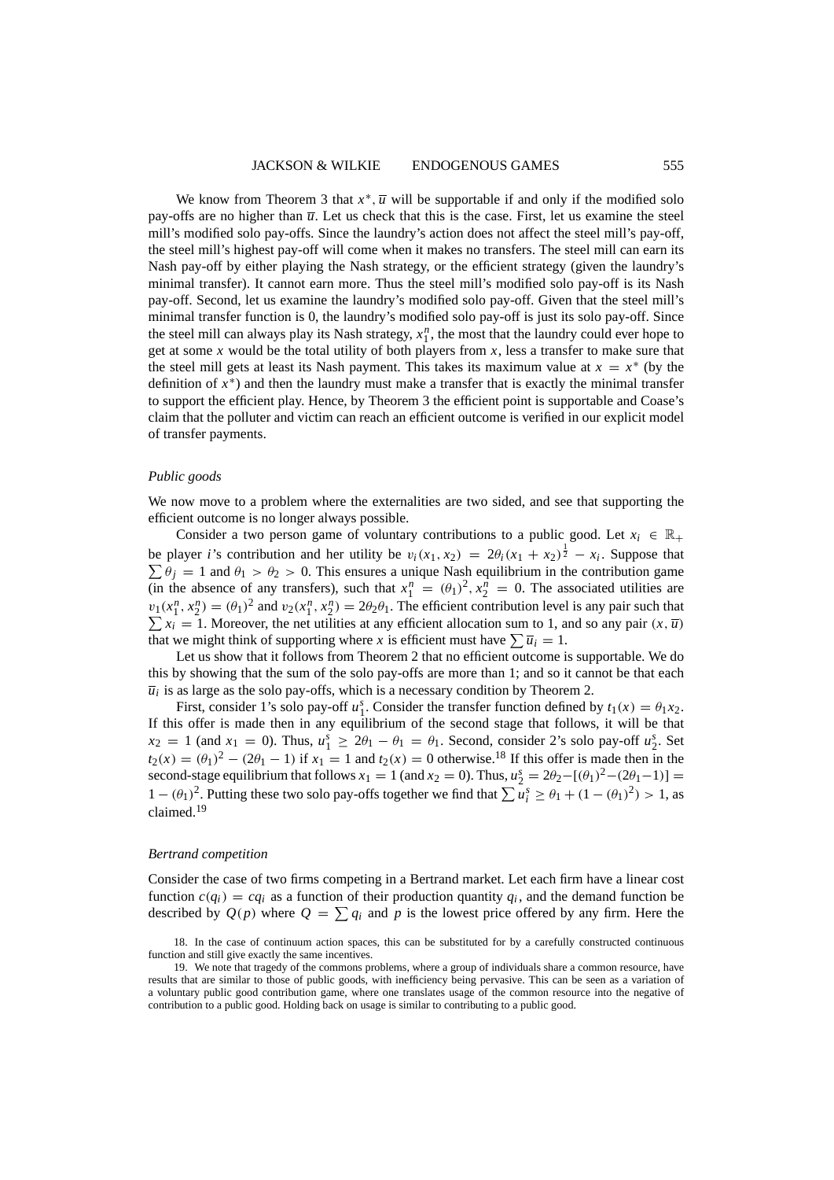We know from Theorem 3 that $x^*, \overline{u}$ will be supportable if and only if the modified solo pay-offs are no higher than $\overline{u}$. Let us check that this is the case. First, let us examine the steel mill's modified solo pay-offs. Since the laundry's action does not affect the steel mill's pay-off, the steel mill's highest pay-off will come when it makes no transfers. The steel mill can earn its Nash pay-off by either playing the Nash strategy, or the efficient strategy (given the laundry's minimal transfer). It cannot earn more. Thus the steel mill's modified solo pay-off is its Nash pay-off. Second, let us examine the laundry's modified solo pay-off. Given that the steel mill's minimal transfer function is 0, the laundry's modified solo pay-off is just its solo pay-off. Since the steel mill can always play its Nash strategy, $x_1^n$, the most that the laundry could ever hope to get at some $x$ would be the total utility of both players from $x$, less a transfer to make sure that the steel mill gets at least its Nash payment. This takes its maximum value at $x = x^*$ (by the definition of $x^*$) and then the laundry must make a transfer that is exactly the minimal transfer to support the efficient play. Hence, by Theorem 3 the efficient point is supportable and Coase's claim that the polluter and victim can reach an efficient outcome is verified in our explicit model of transfer payments.

*Public goods*

We now move to a problem where the externalities are two sided, and see that supporting the efficient outcome is no longer always possible.

Consider a two person game of voluntary contributions to a public good. Let $x_i \in \mathbb{R}_+$ be player $i$'s contribution and her utility be $v_i(x_1, x_2) = 2\theta_i(x_1 + x_2)^{\frac{1}{2}} - x_i$. Suppose that $\sum \theta_j = 1$ and $\theta_1 > \theta_2 > 0$. This ensures a unique Nash equilibrium in the contribution game (in the absence of any transfers), such that $x_1^n = (\theta_1)^2, x_2^n = 0$. The associated utilities are $v_1(x_1^n, x_2^n) = (\theta_1)^2$ and $v_2(x_1^n, x_2^n) = 2\theta_2\theta_1$. The efficient contribution level is any pair such that $\sum x_i = 1$. Moreover, the net utilities at any efficient allocation sum to 1, and so any pair $(x, \overline{u})$ that we might think of supporting where $x$ is efficient must have $\sum \overline{u}_i = 1$.

Let us show that it follows from Theorem 2 that no efficient outcome is supportable. We do this by showing that the sum of the solo pay-offs are more than 1; and so it cannot be that each $\overline{u}_i$ is as large as the solo pay-offs, which is a necessary condition by Theorem 2.

First, consider 1's solo pay-off $u_1^s$. Consider the transfer function defined by $t_1(x) = \theta_1 x_2$. If this offer is made then in any equilibrium of the second stage that follows, it will be that $x_2 = 1$ (and $x_1 = 0$). Thus, $u_1^s \geq 2\theta_1 - \theta_1 = \theta_1$. Second, consider 2's solo pay-off $u_2^s$. Set $t_2(x) = (\theta_1)^2 - (2\theta_1 - 1)$ if $x_1 = 1$ and $t_2(x) = 0$ otherwise.[18] If this offer is made then in the second-stage equilibrium that follows $x_1 = 1$ (and $x_2 = 0$). Thus, $u_2^s = 2\theta_2 - [(\theta_1)^2 - (2\theta_1 - 1)] = 1 - (\theta_1)^2$. Putting these two solo pay-offs together we find that $\sum u_i^s \geq \theta_1 + (1 - (\theta_1)^2) > 1$, as claimed.[19]

*Bertrand competition*

Consider the case of two firms competing in a Bertrand market. Let each firm have a linear cost function $c(q_i) = cq_i$ as a function of their production quantity $q_i$, and the demand function be described by $Q(p)$ where $Q = \sum q_i$ and $p$ is the lowest price offered by any firm. Here the

18. In the case of continuum action spaces, this can be substituted for by a carefully constructed continuous function and still give exactly the same incentives.

19. We note that tragedy of the commons problems, where a group of individuals share a common resource, have results that are similar to those of public goods, with inefficiency being pervasive. This can be seen as a variation of a voluntary public good contribution game, where one translates usage of the common resource into the negative of contribution to a public good. Holding back on usage is similar to contributing to a public good.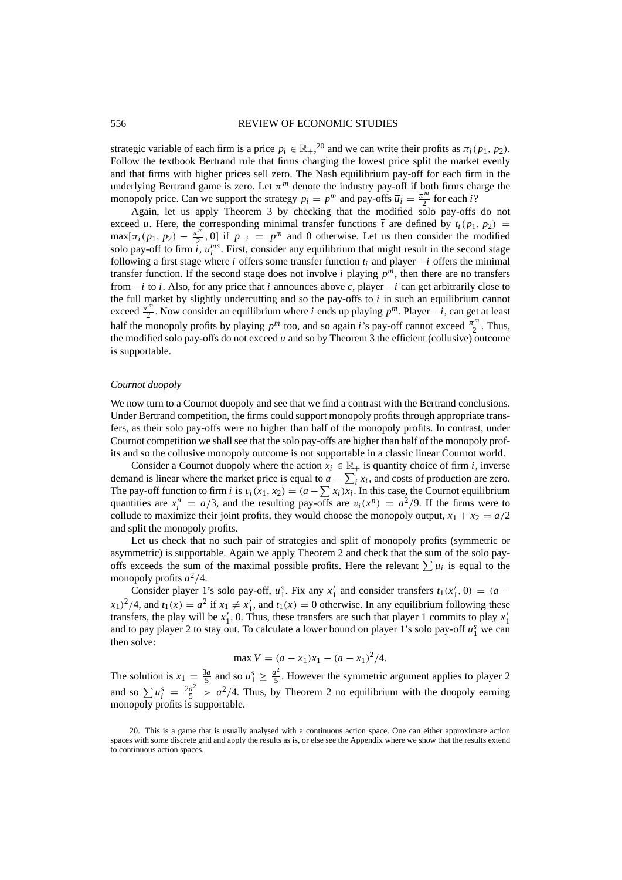strategic variable of each firm is a price $p_i \in \mathbb{R}_+$,[20] and we can write their profits as $\pi_i(p_1, p_2)$. Follow the textbook Bertrand rule that firms charging the lowest price split the market evenly and that firms with higher prices sell zero. The Nash equilibrium pay-off for each firm in the underlying Bertrand game is zero. Let $\pi^m$ denote the industry pay-off if both firms charge the monopoly price. Can we support the strategy $p_i = p^m$ and pay-offs $\overline{u}_i = \frac{\pi^m}{2}$ for each $i$?

Again, let us apply Theorem 3 by checking that the modified solo pay-offs do not exceed $\overline{u}$. Here, the corresponding minimal transfer functions $\overline{t}$ are defined by $t_i(p_1, p_2) = \max[\pi_i(p_1, p_2) - \frac{\pi^m}{2}, 0]$ if $p_{-i} = p^m$ and 0 otherwise. Let us then consider the modified solo pay-off to firm $i$, $u_i^{ms}$. First, consider any equilibrium that might result in the second stage following a first stage where $i$ offers some transfer function $t_i$ and player $-i$ offers the minimal transfer function. If the second stage does not involve $i$ playing $p^m$, then there are no transfers from $-i$ to $i$. Also, for any price that $i$ announces above $c$, player $-i$ can get arbitrarily close to the full market by slightly undercutting and so the pay-offs to $i$ in such an equilibrium cannot exceed $\frac{\pi^m}{2}$. Now consider an equilibrium where $i$ ends up playing $p^m$. Player $-i$, can get at least half the monopoly profits by playing $p^m$ too, and so again $i$'s pay-off cannot exceed $\frac{\pi^m}{2}$. Thus, the modified solo pay-offs do not exceed $\overline{u}$ and so by Theorem 3 the efficient (collusive) outcome is supportable.

*Cournot duopoly*

We now turn to a Cournot duopoly and see that we find a contrast with the Bertrand conclusions. Under Bertrand competition, the firms could support monopoly profits through appropriate transfers, as their solo pay-offs were no higher than half of the monopoly profits. In contrast, under Cournot competition we shall see that the solo pay-offs are higher than half of the monopoly profits and so the collusive monopoly outcome is not supportable in a classic linear Cournot world.

Consider a Cournot duopoly where the action $x_i \in \mathbb{R}_+$ is quantity choice of firm $i$, inverse demand is linear where the market price is equal to $a - \sum_i x_i$, and costs of production are zero. The pay-off function to firm $i$ is $v_i(x_1, x_2) = (a - \sum x_i)x_i$. In this case, the Cournot equilibrium quantities are $x_i^n = a/3$, and the resulting pay-offs are $v_i(x^n) = a^2/9$. If the firms were to collude to maximize their joint profits, they would choose the monopoly output, $x_1 + x_2 = a/2$ and split the monopoly profits.

Let us check that no such pair of strategies and split of monopoly profits (symmetric or asymmetric) is supportable. Again we apply Theorem 2 and check that the sum of the solo pay-offs exceeds the sum of the maximal possible profits. Here the relevant $\sum \overline{u}_i$ is equal to the monopoly profits $a^2/4$.

Consider player 1's solo pay-off, $u_1^s$. Fix any $x_1'$ and consider transfers $t_1(x_1', 0) = (a - x_1)^2/4$, and $t_1(x) = a^2$ if $x_1 \neq x_1'$, and $t_1(x) = 0$ otherwise. In any equilibrium following these transfers, the play will be $x_1'$, 0. Thus, these transfers are such that player 1 commits to play $x_1'$ and to pay player 2 to stay out. To calculate a lower bound on player 1's solo pay-off $u_1^s$ we can then solve:

$$\max V = (a - x_1)x_1 - (a - x_1)^2/4.$$

The solution is $x_1 = \frac{3a}{5}$ and so $u_1^s \geq \frac{a^2}{5}$. However the symmetric argument applies to player 2 and so $\sum u_i^s = \frac{2a^2}{5} > a^2/4$. Thus, by Theorem 2 no equilibrium with the duopoly earning monopoly profits is supportable.

20. This is a game that is usually analysed with a continuous action space. One can either approximate action spaces with some discrete grid and apply the results as is, or else see the Appendix where we show that the results extend to continuous action spaces.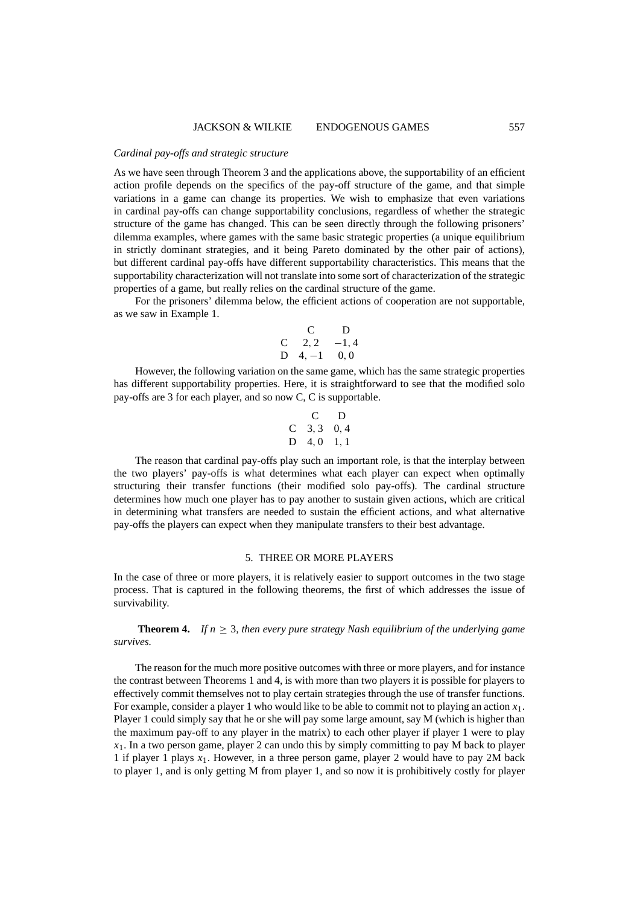*Cardinal pay-offs and strategic structure*

As we have seen through Theorem 3 and the applications above, the supportability of an efficient action profile depends on the specifics of the pay-off structure of the game, and that simple variations in a game can change its properties. We wish to emphasize that even variations in cardinal pay-offs can change supportability conclusions, regardless of whether the strategic structure of the game has changed. This can be seen directly through the following prisoners' dilemma examples, where games with the same basic strategic properties (a unique equilibrium in strictly dominant strategies, and it being Pareto dominated by the other pair of actions), but different cardinal pay-offs have different supportability characteristics. This means that the supportability characterization will not translate into some sort of characterization of the strategic properties of a game, but really relies on the cardinal structure of the game.

For the prisoners' dilemma below, the efficient actions of cooperation are not supportable, as we saw in Example 1.

| | C | D |
|---|---|---|
| C | 2, 2 | −1, 4 |
| D | 4, −1 | 0, 0 |

However, the following variation on the same game, which has the same strategic properties has different supportability properties. Here, it is straightforward to see that the modified solo pay-offs are 3 for each player, and so now C, C is supportable.

| | C | D |
|---|---|---|
| C | 3, 3 | 0, 4 |
| D | 4, 0 | 1, 1 |

The reason that cardinal pay-offs play such an important role, is that the interplay between the two players' pay-offs is what determines what each player can expect when optimally structuring their transfer functions (their modified solo pay-offs). The cardinal structure determines how much one player has to pay another to sustain given actions, which are critical in determining what transfers are needed to sustain the efficient actions, and what alternative pay-offs the players can expect when they manipulate transfers to their best advantage.

## 5. THREE OR MORE PLAYERS

In the case of three or more players, it is relatively easier to support outcomes in the two stage process. That is captured in the following theorems, the first of which addresses the issue of survivability.

**Theorem 4.** *If $n \geq 3$, then every pure strategy Nash equilibrium of the underlying game survives.*

The reason for the much more positive outcomes with three or more players, and for instance the contrast between Theorems 1 and 4, is with more than two players it is possible for players to effectively commit themselves not to play certain strategies through the use of transfer functions. For example, consider a player 1 who would like to be able to commit not to playing an action $x_1$. Player 1 could simply say that he or she will pay some large amount, say M (which is higher than the maximum pay-off to any player in the matrix) to each other player if player 1 were to play $x_1$. In a two person game, player 2 can undo this by simply committing to pay M back to player 1 if player 1 plays $x_1$. However, in a three person game, player 2 would have to pay 2M back to player 1, and is only getting M from player 1, and so now it is prohibitively costly for player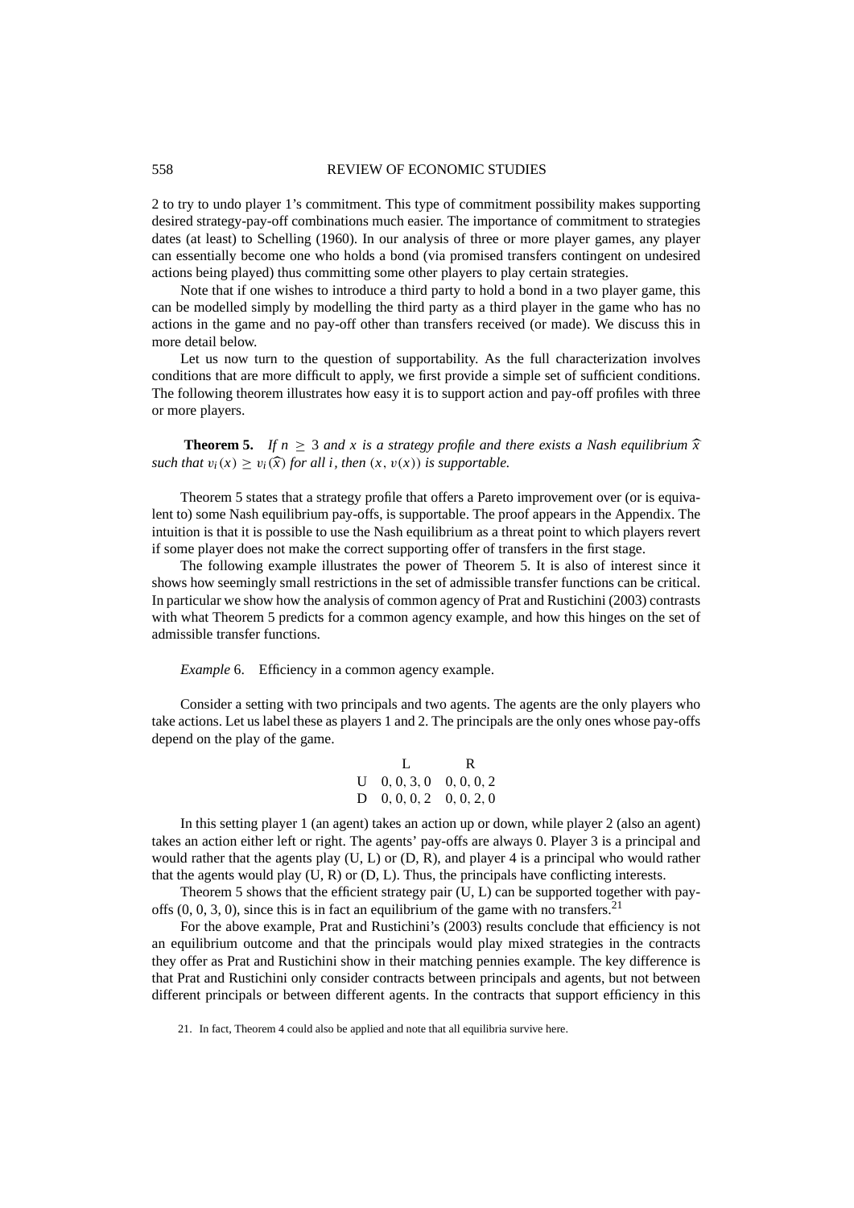2 to try to undo player 1's commitment. This type of commitment possibility makes supporting desired strategy-pay-off combinations much easier. The importance of commitment to strategies dates (at least) to Schelling (1960). In our analysis of three or more player games, any player can essentially become one who holds a bond (via promised transfers contingent on undesired actions being played) thus committing some other players to play certain strategies.

Note that if one wishes to introduce a third party to hold a bond in a two player game, this can be modelled simply by modelling the third party as a third player in the game who has no actions in the game and no pay-off other than transfers received (or made). We discuss this in more detail below.

Let us now turn to the question of supportability. As the full characterization involves conditions that are more difficult to apply, we first provide a simple set of sufficient conditions. The following theorem illustrates how easy it is to support action and pay-off profiles with three or more players.

**Theorem 5.** *If $n \geq 3$ and $x$ is a strategy profile and there exists a Nash equilibrium $\widehat{x}$ such that $v_i(x) \geq v_i(\widehat{x})$ for all $i$, then $(x, v(x))$ is supportable.*

Theorem 5 states that a strategy profile that offers a Pareto improvement over (or is equivalent to) some Nash equilibrium pay-offs, is supportable. The proof appears in the Appendix. The intuition is that it is possible to use the Nash equilibrium as a threat point to which players revert if some player does not make the correct supporting offer of transfers in the first stage.

The following example illustrates the power of Theorem 5. It is also of interest since it shows how seemingly small restrictions in the set of admissible transfer functions can be critical. In particular we show how the analysis of common agency of Prat and Rustichini (2003) contrasts with what Theorem 5 predicts for a common agency example, and how this hinges on the set of admissible transfer functions.

*Example* 6. Efficiency in a common agency example.

Consider a setting with two principals and two agents. The agents are the only players who take actions. Let us label these as players 1 and 2. The principals are the only ones whose pay-offs depend on the play of the game.

| | L | R |
|---|---|---|
| U | 0, 0, 3, 0 | 0, 0, 0, 2 |
| D | 0, 0, 0, 2 | 0, 0, 2, 0 |

In this setting player 1 (an agent) takes an action up or down, while player 2 (also an agent) takes an action either left or right. The agents' pay-offs are always 0. Player 3 is a principal and would rather that the agents play (U, L) or (D, R), and player 4 is a principal who would rather that the agents would play (U, R) or (D, L). Thus, the principals have conflicting interests.

Theorem 5 shows that the efficient strategy pair (U, L) can be supported together with pay-offs (0, 0, 3, 0), since this is in fact an equilibrium of the game with no transfers.[21]

For the above example, Prat and Rustichini's (2003) results conclude that efficiency is not an equilibrium outcome and that the principals would play mixed strategies in the contracts they offer as Prat and Rustichini show in their matching pennies example. The key difference is that Prat and Rustichini only consider contracts between principals and agents, but not between different principals or between different agents. In the contracts that support efficiency in this

21. In fact, Theorem 4 could also be applied and note that all equilibria survive here.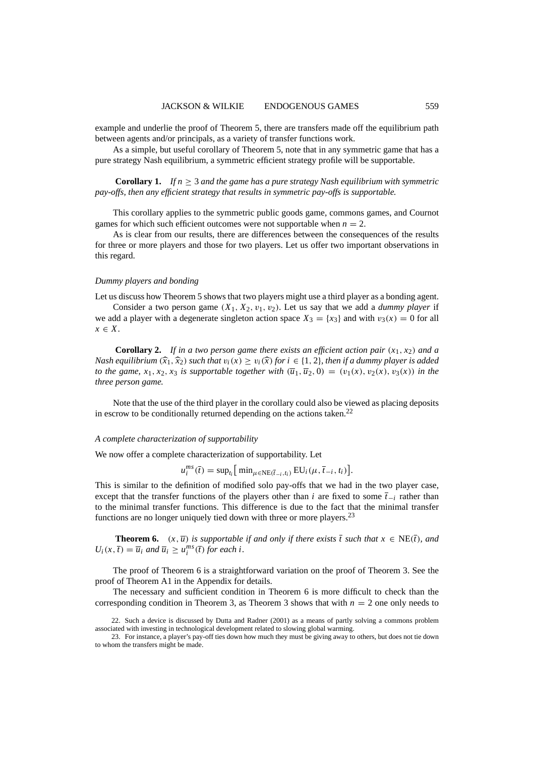example and underlie the proof of Theorem 5, there are transfers made off the equilibrium path between agents and/or principals, as a variety of transfer functions work.

As a simple, but useful corollary of Theorem 5, note that in any symmetric game that has a pure strategy Nash equilibrium, a symmetric efficient strategy profile will be supportable.

**Corollary 1.** *If $n \geq 3$ and the game has a pure strategy Nash equilibrium with symmetric pay-offs, then any efficient strategy that results in symmetric pay-offs is supportable.*

This corollary applies to the symmetric public goods game, commons games, and Cournot games for which such efficient outcomes were not supportable when $n = 2$.

As is clear from our results, there are differences between the consequences of the results for three or more players and those for two players. Let us offer two important observations in this regard.

### *Dummy players and bonding*

Let us discuss how Theorem 5 shows that two players might use a third player as a bonding agent.

Consider a two person game $(X_1, X_2, v_1, v_2)$. Let us say that we add a *dummy player* if we add a player with a degenerate singleton action space $X_3 = \{x_3\}$ and with $v_3(x) = 0$ for all $x \in X$.

**Corollary 2.** *If in a two person game there exists an efficient action pair $(x_1, x_2)$ and a Nash equilibrium $(\widehat{x}_1, \widehat{x}_2)$ such that $v_i(x) \geq v_i(\widehat{x})$ for $i \in \{1, 2\}$, then if a dummy player is added to the game, $x_1, x_2, x_3$ is supportable together with $(\overline{u}_1, \overline{u}_2, 0) = (v_1(x), v_2(x), v_3(x))$ in the three person game.*

Note that the use of the third player in the corollary could also be viewed as placing deposits in escrow to be conditionally returned depending on the actions taken.[22]

### *A complete characterization of supportability*

We now offer a complete characterization of supportability. Let

$$u_i^{ms}(\overline{t}) = \sup_{t_i}\big[\min_{\mu \in \mathrm{NE}(\overline{t}_{-i}, t_i)} \mathrm{EU}_i(\mu, \overline{t}_{-i}, t_i)\big].$$

This is similar to the definition of modified solo pay-offs that we had in the two player case, except that the transfer functions of the players other than $i$ are fixed to some $\overline{t}_{-i}$ rather than to the minimal transfer functions. This difference is due to the fact that the minimal transfer functions are no longer uniquely tied down with three or more players.[23]

**Theorem 6.** *$(x, \overline{u})$ is supportable if and only if there exists $\overline{t}$ such that $x \in \mathrm{NE}(\overline{t})$, and $U_i(x, \overline{t}) = \overline{u}_i$ and $\overline{u}_i \geq u_i^{ms}(\overline{t})$ for each $i$.*

The proof of Theorem 6 is a straightforward variation on the proof of Theorem 3. See the proof of Theorem A1 in the Appendix for details.

The necessary and sufficient condition in Theorem 6 is more difficult to check than the corresponding condition in Theorem 3, as Theorem 3 shows that with $n = 2$ one only needs to

22. Such a device is discussed by Dutta and Radner (2001) as a means of partly solving a commons problem associated with investing in technological development related to slowing global warming.

23. For instance, a player's pay-off ties down how much they must be giving away to others, but does not tie down to whom the transfers might be made.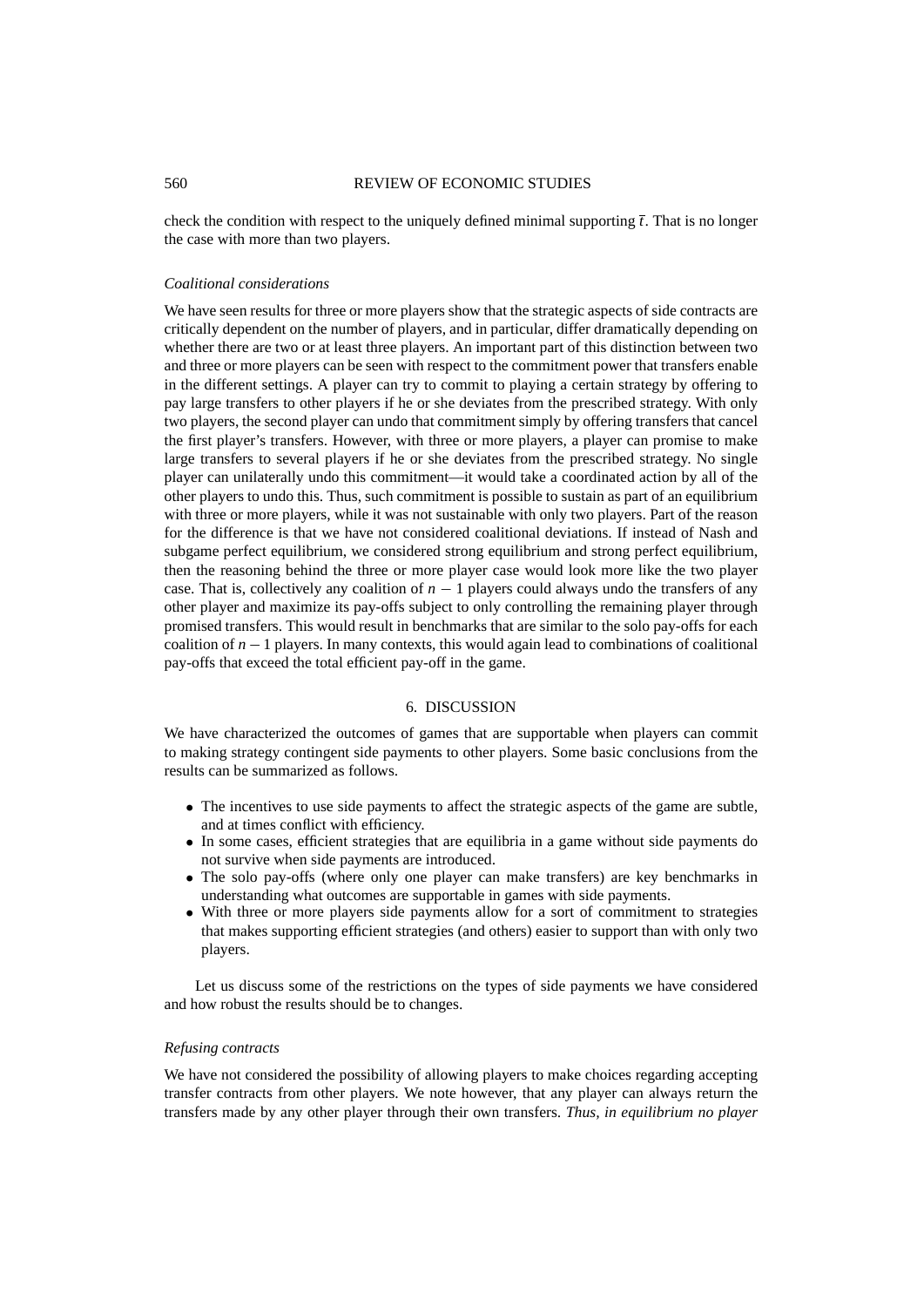check the condition with respect to the uniquely defined minimal supporting $\bar{t}$. That is no longer the case with more than two players.

### *Coalitional considerations*

We have seen results for three or more players show that the strategic aspects of side contracts are critically dependent on the number of players, and in particular, differ dramatically depending on whether there are two or at least three players. An important part of this distinction between two and three or more players can be seen with respect to the commitment power that transfers enable in the different settings. A player can try to commit to playing a certain strategy by offering to pay large transfers to other players if he or she deviates from the prescribed strategy. With only two players, the second player can undo that commitment simply by offering transfers that cancel the first player's transfers. However, with three or more players, a player can promise to make large transfers to several players if he or she deviates from the prescribed strategy. No single player can unilaterally undo this commitment—it would take a coordinated action by all of the other players to undo this. Thus, such commitment is possible to sustain as part of an equilibrium with three or more players, while it was not sustainable with only two players. Part of the reason for the difference is that we have not considered coalitional deviations. If instead of Nash and subgame perfect equilibrium, we considered strong equilibrium and strong perfect equilibrium, then the reasoning behind the three or more player case would look more like the two player case. That is, collectively any coalition of $n - 1$ players could always undo the transfers of any other player and maximize its pay-offs subject to only controlling the remaining player through promised transfers. This would result in benchmarks that are similar to the solo pay-offs for each coalition of $n - 1$ players. In many contexts, this would again lead to combinations of coalitional pay-offs that exceed the total efficient pay-off in the game.

## 6. DISCUSSION

We have characterized the outcomes of games that are supportable when players can commit to making strategy contingent side payments to other players. Some basic conclusions from the results can be summarized as follows.

- The incentives to use side payments to affect the strategic aspects of the game are subtle, and at times conflict with efficiency.
- In some cases, efficient strategies that are equilibria in a game without side payments do not survive when side payments are introduced.
- The solo pay-offs (where only one player can make transfers) are key benchmarks in understanding what outcomes are supportable in games with side payments.
- With three or more players side payments allow for a sort of commitment to strategies that makes supporting efficient strategies (and others) easier to support than with only two players.

Let us discuss some of the restrictions on the types of side payments we have considered and how robust the results should be to changes.

### *Refusing contracts*

We have not considered the possibility of allowing players to make choices regarding accepting transfer contracts from other players. We note however, that any player can always return the transfers made by any other player through their own transfers. *Thus, in equilibrium no player*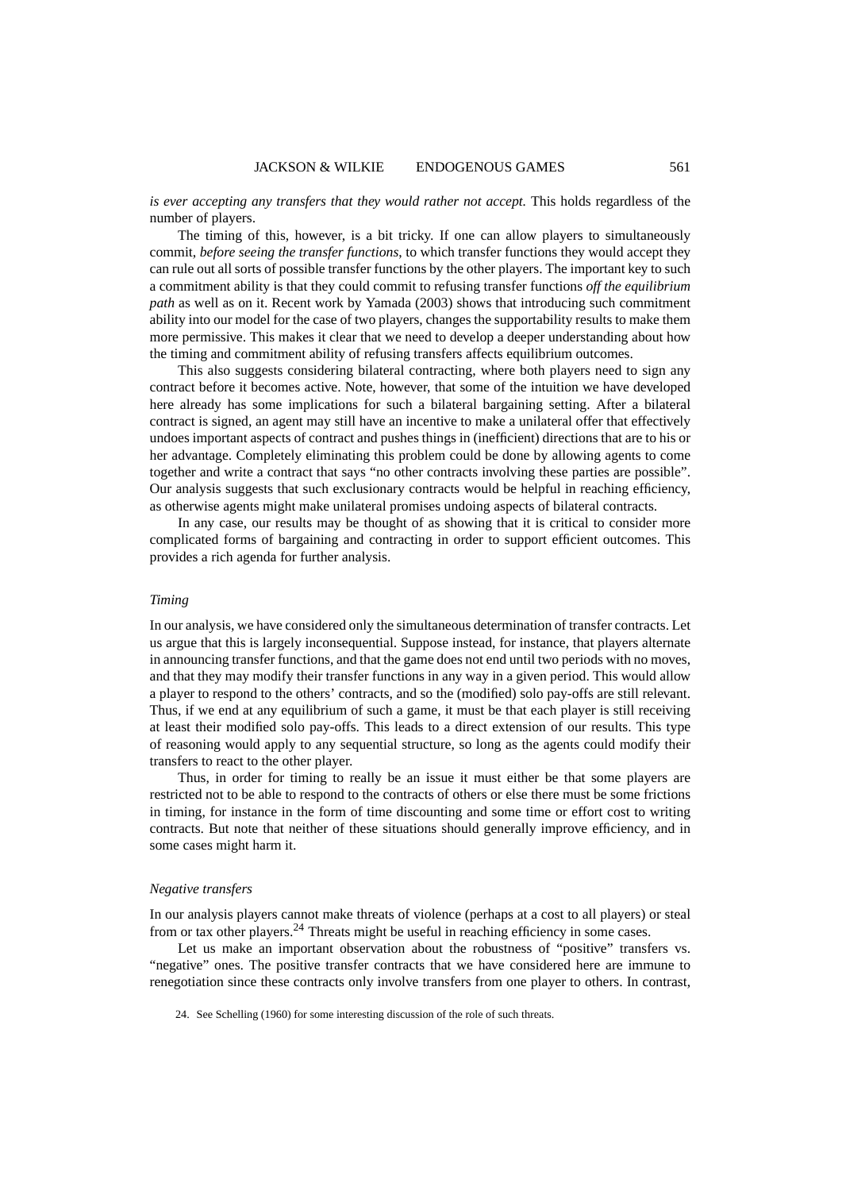*is ever accepting any transfers that they would rather not accept.* This holds regardless of the number of players.

The timing of this, however, is a bit tricky. If one can allow players to simultaneously commit, *before seeing the transfer functions*, to which transfer functions they would accept they can rule out all sorts of possible transfer functions by the other players. The important key to such a commitment ability is that they could commit to refusing transfer functions *off the equilibrium path* as well as on it. Recent work by Yamada (2003) shows that introducing such commitment ability into our model for the case of two players, changes the supportability results to make them more permissive. This makes it clear that we need to develop a deeper understanding about how the timing and commitment ability of refusing transfers affects equilibrium outcomes.

This also suggests considering bilateral contracting, where both players need to sign any contract before it becomes active. Note, however, that some of the intuition we have developed here already has some implications for such a bilateral bargaining setting. After a bilateral contract is signed, an agent may still have an incentive to make a unilateral offer that effectively undoes important aspects of contract and pushes things in (inefficient) directions that are to his or her advantage. Completely eliminating this problem could be done by allowing agents to come together and write a contract that says "no other contracts involving these parties are possible". Our analysis suggests that such exclusionary contracts would be helpful in reaching efficiency, as otherwise agents might make unilateral promises undoing aspects of bilateral contracts.

In any case, our results may be thought of as showing that it is critical to consider more complicated forms of bargaining and contracting in order to support efficient outcomes. This provides a rich agenda for further analysis.

### *Timing*

In our analysis, we have considered only the simultaneous determination of transfer contracts. Let us argue that this is largely inconsequential. Suppose instead, for instance, that players alternate in announcing transfer functions, and that the game does not end until two periods with no moves, and that they may modify their transfer functions in any way in a given period. This would allow a player to respond to the others' contracts, and so the (modified) solo pay-offs are still relevant. Thus, if we end at any equilibrium of such a game, it must be that each player is still receiving at least their modified solo pay-offs. This leads to a direct extension of our results. This type of reasoning would apply to any sequential structure, so long as the agents could modify their transfers to react to the other player.

Thus, in order for timing to really be an issue it must either be that some players are restricted not to be able to respond to the contracts of others or else there must be some frictions in timing, for instance in the form of time discounting and some time or effort cost to writing contracts. But note that neither of these situations should generally improve efficiency, and in some cases might harm it.

### *Negative transfers*

In our analysis players cannot make threats of violence (perhaps at a cost to all players) or steal from or tax other players.[24] Threats might be useful in reaching efficiency in some cases.

Let us make an important observation about the robustness of "positive" transfers vs. "negative" ones. The positive transfer contracts that we have considered here are immune to renegotiation since these contracts only involve transfers from one player to others. In contrast,

24. See Schelling (1960) for some interesting discussion of the role of such threats.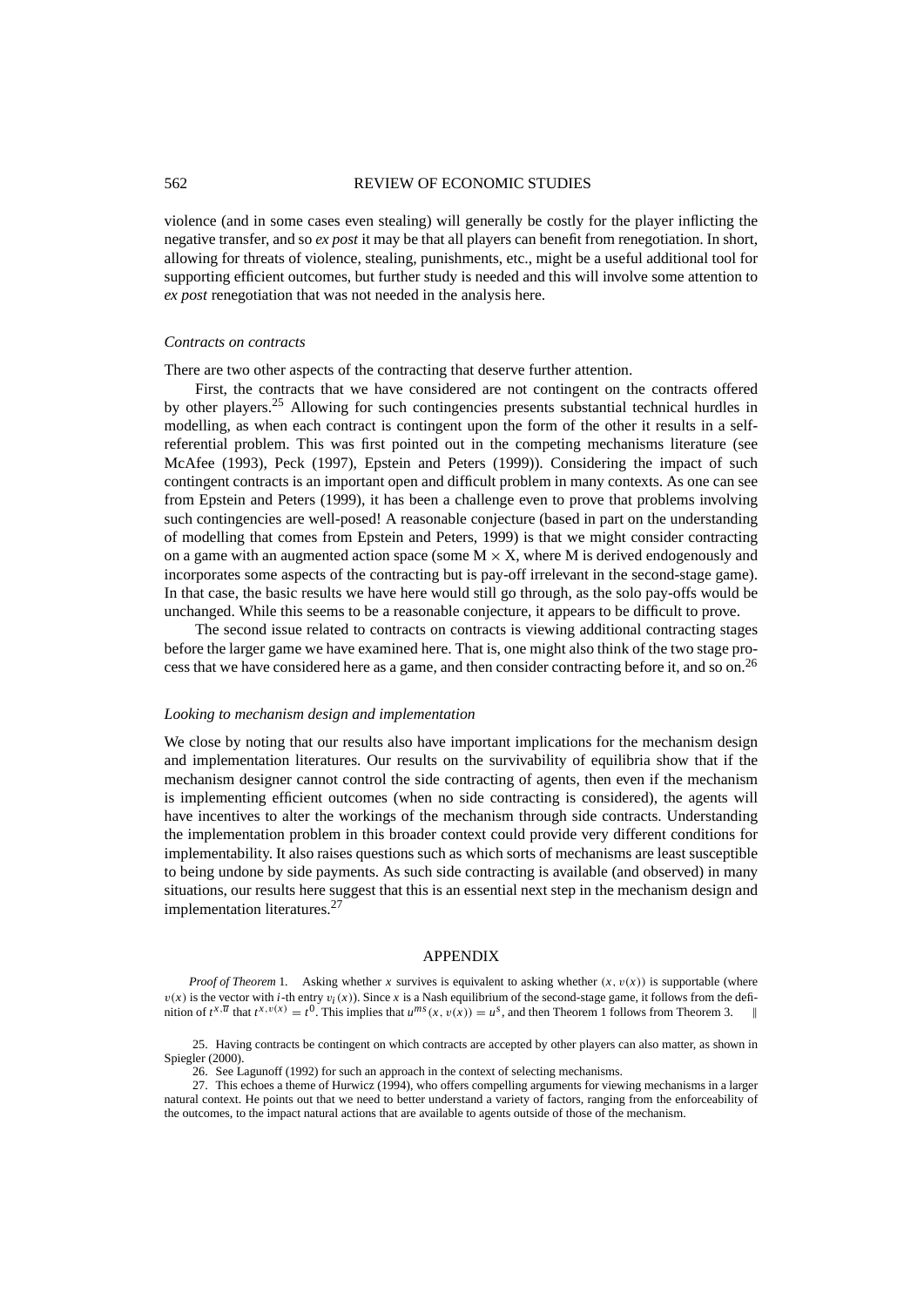violence (and in some cases even stealing) will generally be costly for the player inflicting the negative transfer, and so *ex post* it may be that all players can benefit from renegotiation. In short, allowing for threats of violence, stealing, punishments, etc., might be a useful additional tool for supporting efficient outcomes, but further study is needed and this will involve some attention to *ex post* renegotiation that was not needed in the analysis here.

*Contracts on contracts*

There are two other aspects of the contracting that deserve further attention.

First, the contracts that we have considered are not contingent on the contracts offered by other players.[25] Allowing for such contingencies presents substantial technical hurdles in modelling, as when each contract is contingent upon the form of the other it results in a self-referential problem. This was first pointed out in the competing mechanisms literature (see McAfee (1993), Peck (1997), Epstein and Peters (1999)). Considering the impact of such contingent contracts is an important open and difficult problem in many contexts. As one can see from Epstein and Peters (1999), it has been a challenge even to prove that problems involving such contingencies are well-posed! A reasonable conjecture (based in part on the understanding of modelling that comes from Epstein and Peters, 1999) is that we might consider contracting on a game with an augmented action space (some $M \times X$, where M is derived endogenously and incorporates some aspects of the contracting but is pay-off irrelevant in the second-stage game). In that case, the basic results we have here would still go through, as the solo pay-offs would be unchanged. While this seems to be a reasonable conjecture, it appears to be difficult to prove.

The second issue related to contracts on contracts is viewing additional contracting stages before the larger game we have examined here. That is, one might also think of the two stage process that we have considered here as a game, and then consider contracting before it, and so on.[26]

*Looking to mechanism design and implementation*

We close by noting that our results also have important implications for the mechanism design and implementation literatures. Our results on the survivability of equilibria show that if the mechanism designer cannot control the side contracting of agents, then even if the mechanism is implementing efficient outcomes (when no side contracting is considered), the agents will have incentives to alter the workings of the mechanism through side contracts. Understanding the implementation problem in this broader context could provide very different conditions for implementability. It also raises questions such as which sorts of mechanisms are least susceptible to being undone by side payments. As such side contracting is available (and observed) in many situations, our results here suggest that this is an essential next step in the mechanism design and implementation literatures.[27]

## APPENDIX

*Proof of Theorem* 1. Asking whether $x$ survives is equivalent to asking whether $(x, v(x))$ is supportable (where $v(x)$ is the vector with $i$-th entry $v_i(x)$). Since $x$ is a Nash equilibrium of the second-stage game, it follows from the definition of $t^{x,\overline{u}}$ that $t^{x,v(x)} = t^0$. This implies that $u^{ms}(x, v(x)) = u^s$, and then Theorem 1 follows from Theorem 3. ‖

25. Having contracts be contingent on which contracts are accepted by other players can also matter, as shown in Spiegler (2000).

26. See Lagunoff (1992) for such an approach in the context of selecting mechanisms.

27. This echoes a theme of Hurwicz (1994), who offers compelling arguments for viewing mechanisms in a larger natural context. He points out that we need to better understand a variety of factors, ranging from the enforceability of the outcomes, to the impact natural actions that are available to agents outside of those of the mechanism.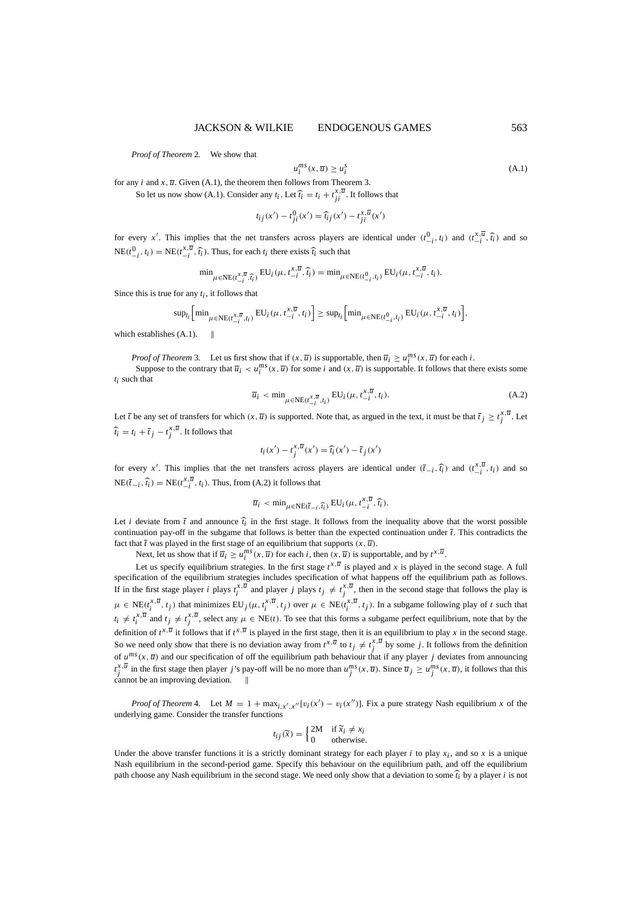*Proof of Theorem* 2. We show that

$$u_i^{ms}(x, \overline{u}) \geq u_i^s \tag{A.1}$$

for any $i$ and $x, \overline{u}$. Given (A.1), the theorem then follows from Theorem 3.

So let us now show (A.1). Consider any $t_i$. Let $\widehat{t}_i = t_i + t_{ji}^{x,\overline{u}}$. It follows that

$$t_{ij}(x') - t_{ji}^0(x') = \widehat{t}_{ij}(x') - t_{ji}^{x,\overline{u}}(x')$$

for every $x'$. This implies that the net transfers across players are identical under $(t_{-i}^0, t_i)$ and $(t_{-i}^{x,\overline{u}}, \widehat{t}_i)$ and so $\mathrm{NE}(t_{-i}^0, t_i) = \mathrm{NE}(t_{-i}^{x,\overline{u}}, \widehat{t}_i)$. Thus, for each $t_i$ there exists $\widehat{t}_i$ such that

$$\min_{\mu \in \mathrm{NE}(t_{-i}^{x,\overline{u}}, \widehat{t}_i)} \mathrm{EU}_i(\mu, t_{-i}^{x,\overline{u}}, \widehat{t}_i) = \min_{\mu \in \mathrm{NE}(t_{-i}^0, t_i)} \mathrm{EU}_i(\mu, t_{-i}^{x,\overline{u}}, t_i).$$

Since this is true for any $t_i$, it follows that

$$\sup_{t_i}\Big[\min_{\mu \in \mathrm{NE}(t_{-i}^{x,\overline{u}}, t_i)} \mathrm{EU}_i(\mu, t_{-i}^{x,\overline{u}}, t_i)\Big] \geq \sup_{t_i}\Big[\min_{\mu \in \mathrm{NE}(t_{-i}^0, t_i)} \mathrm{EU}_i(\mu, t_{-i}^{x,\overline{u}}, t_i)\Big],$$

which establishes (A.1). ‖

*Proof of Theorem* 3. Let us first show that if $(x, \overline{u})$ is supportable, then $\overline{u}_i \geq u_i^{ms}(x, \overline{u})$ for each $i$.

Suppose to the contrary that $\overline{u}_i < u_i^{ms}(x, \overline{u})$ for some $i$ and $(x, \overline{u})$ is supportable. It follows that there exists some $t_i$ such that

$$\overline{u}_i < \min_{\mu \in \mathrm{NE}(t_{-i}^{x,\overline{u}}, t_i)} \mathrm{EU}_i(\mu, t_{-i}^{x,\overline{u}}, t_i). \tag{A.2}$$

Let $\overline{t}$ be any set of transfers for which $(x, \overline{u})$ is supported. Note that, as argued in the text, it must be that $\overline{t}_j \geq t_j^{x,\overline{u}}$. Let $\widehat{t}_i = t_i + \overline{t}_j - t_j^{x,\overline{u}}$. It follows that

$$t_i(x') - t_j^{x,\overline{u}}(x') = \widehat{t}_i(x') - \overline{t}_j(x')$$

for every $x'$. This implies that the net transfers across players are identical under $(\overline{t}_{-i}, \widehat{t}_i)$ and $(t_{-i}^{x,\overline{u}}, t_i)$ and so $\mathrm{NE}(\overline{t}_{-i}, \widehat{t}_i) = \mathrm{NE}(t_{-i}^{x,\overline{u}}, t_i)$. Thus, from (A.2) it follows that

$$\overline{u}_i < \min_{\mu \in \mathrm{NE}(\overline{t}_{-i}, \widehat{t}_i)} \mathrm{EU}_i(\mu, t_{-i}^{x,\overline{u}}, \widehat{t}_i).$$

Let $i$ deviate from $\overline{t}$ and announce $\widehat{t}_i$ in the first stage. It follows from the inequality above that the worst possible continuation pay-off in the subgame that follows is better than the expected continuation under $\overline{t}$. This contradicts the fact that $\overline{t}$ was played in the first stage of an equilibrium that supports $(x, \overline{u})$.

Next, let us show that if $\overline{u}_i \geq u_i^{ms}(x, \overline{u})$ for each $i$, then $(x, \overline{u})$ is supportable, and by $t^{x,\overline{u}}$.

Let us specify equilibrium strategies. In the first stage $t^{x,\overline{u}}$ is played and $x$ is played in the second stage. A full specification of the equilibrium strategies includes specification of what happens off the equilibrium path as follows. If in the first stage player $i$ plays $t_i^{x,\overline{u}}$ and player $j$ plays $t_j \neq t_j^{x,\overline{u}}$, then in the second stage that follows the play is $\mu \in \mathrm{NE}(t_i^{x,\overline{u}}, t_j)$ that minimizes $\mathrm{EU}_j(\mu, t_i^{x,\overline{u}}, t_j)$ over $\mu \in \mathrm{NE}(t_i^{x,\overline{u}}, t_j)$. In a subgame following play of $t$ such that $t_i \neq t_i^{x,\overline{u}}$ and $t_j \neq t_j^{x,\overline{u}}$, select any $\mu \in \mathrm{NE}(t)$. To see that this forms a subgame perfect equilibrium, note that by the definition of $t^{x,\overline{u}}$ it follows that if $t^{x,\overline{u}}$ is played in the first stage, then it is an equilibrium to play $x$ in the second stage. So we need only show that there is no deviation away from $t^{x,\overline{u}}$ to $t_j \neq t_j^{x,\overline{u}}$ by some $j$. It follows from the definition of $u^{ms}(x, \overline{u})$ and our specification of off the equilibrium path behaviour that if any player $j$ deviates from announcing $t_j^{x,\overline{u}}$ in the first stage then player $j$'s pay-off will be no more than $u_j^{ms}(x, \overline{u})$. Since $\overline{u}_j \geq u_j^{ms}(x, \overline{u})$, it follows that this cannot be an improving deviation. ‖

*Proof of Theorem* 4. Let $M = 1 + \max_{i,x',x''}[v_i(x') - v_i(x'')]$. Fix a pure strategy Nash equilibrium $x$ of the underlying game. Consider the transfer functions

$$t_{ij}(\widetilde{x}) = \begin{cases} 2M & \text{if } \widetilde{x}_i \neq x_i \\ 0 & \text{otherwise.} \end{cases}$$

Under the above transfer functions it is a strictly dominant strategy for each player $i$ to play $x_i$, and so $x$ is a unique Nash equilibrium in the second-period game. Specify this behaviour on the equilibrium path, and off the equilibrium path choose any Nash equilibrium in the second stage. We need only show that a deviation to some $\widehat{t}_i$ by a player $i$ is not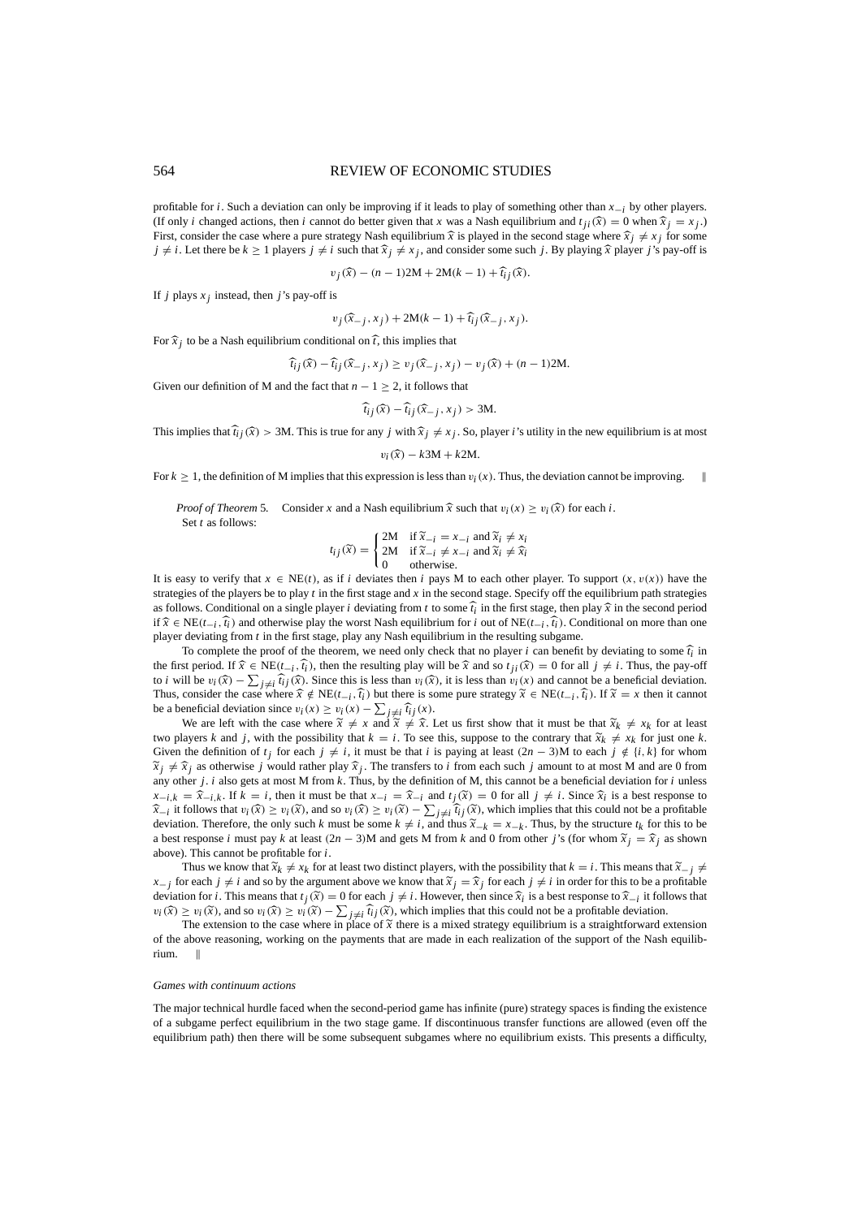profitable for $i$. Such a deviation can only be improving if it leads to play of something other than $x_{-i}$ by other players. (If only $i$ changed actions, then $i$ cannot do better given that $x$ was a Nash equilibrium and $t_{ji}(\widehat{x}) = 0$ when $\widehat{x}_j = x_j$.) First, consider the case where a pure strategy Nash equilibrium $\widehat{x}$ is played in the second stage where $\widehat{x}_j \neq x_j$ for some $j \neq i$. Let there be $k \geq 1$ players $j \neq i$ such that $\widehat{x}_j \neq x_j$, and consider some such $j$. By playing $\widehat{x}$ player $j$'s pay-off is

$$v_j(\widehat{x}) - (n-1)2\text{M} + 2\text{M}(k-1) + \widehat{t}_{ij}(\widehat{x}).$$

If $j$ plays $x_j$ instead, then $j$'s pay-off is

$$v_j(\widehat{x}_{-j}, x_j) + 2\text{M}(k-1) + \widehat{t}_{ij}(\widehat{x}_{-j}, x_j).$$

For $\widehat{x}_j$ to be a Nash equilibrium conditional on $\widehat{t}$, this implies that

$$\widehat{t}_{ij}(\widehat{x}) - \widehat{t}_{ij}(\widehat{x}_{-j}, x_j) \geq v_j(\widehat{x}_{-j}, x_j) - v_j(\widehat{x}) + (n-1)2\text{M}.$$

Given our definition of M and the fact that $n - 1 \geq 2$, it follows that

$$\widehat{t}_{ij}(\widehat{x}) - \widehat{t}_{ij}(\widehat{x}_{-j}, x_j) > 3\text{M}.$$

This implies that $\widehat{t}_{ij}(\widehat{x}) > 3\text{M}$. This is true for any $j$ with $\widehat{x}_j \neq x_j$. So, player $i$'s utility in the new equilibrium is at most

$$v_i(\widehat{x}) - k3\text{M} + k2\text{M}.$$

For $k \geq 1$, the definition of M implies that this expression is less than $v_i(x)$. Thus, the deviation cannot be improving. ‖

*Proof of Theorem* 5. Consider $x$ and a Nash equilibrium $\widehat{x}$ such that $v_i(x) \geq v_i(\widehat{x})$ for each $i$.
Set $t$ as follows:

$$t_{ij}(\widetilde{x}) = \begin{cases} 2\text{M} & \text{if } \widetilde{x}_{-i} = x_{-i} \text{ and } \widetilde{x}_i \neq x_i \\ 2\text{M} & \text{if } \widetilde{x}_{-i} \neq x_{-i} \text{ and } \widetilde{x}_i \neq \widehat{x}_i \\ 0 & \text{otherwise.} \end{cases}$$

It is easy to verify that $x \in \text{NE}(t)$, as if $i$ deviates then $i$ pays M to each other player. To support $(x, v(x))$ have the strategies of the players be to play $t$ in the first stage and $x$ in the second stage. Specify off the equilibrium path strategies as follows. Conditional on a single player $i$ deviating from $t$ to some $\widehat{t}_i$ in the first stage, then play $\widehat{x}$ in the second period if $\widehat{x} \in \text{NE}(t_{-i}, \widehat{t}_i)$ and otherwise play the worst Nash equilibrium for $i$ out of $\text{NE}(t_{-i}, \widehat{t}_i)$. Conditional on more than one player deviating from $t$ in the first stage, play any Nash equilibrium in the resulting subgame.

To complete the proof of the theorem, we need only check that no player $i$ can benefit by deviating to some $\widehat{t}_i$ in the first period. If $\widehat{x} \in \text{NE}(t_{-i}, \widehat{t}_i)$, then the resulting play will be $\widehat{x}$ and so $t_{ji}(\widehat{x}) = 0$ for all $j \neq i$. Thus, the pay-off to $i$ will be $v_i(\widehat{x}) - \sum_{j \neq i} \widehat{t}_{ij}(\widehat{x})$. Since this is less than $v_i(\widehat{x})$, it is less than $v_i(x)$ and cannot be a beneficial deviation. Thus, consider the case where $\widehat{x} \notin \text{NE}(t_{-i}, \widehat{t}_i)$ but there is some pure strategy $\widetilde{x} \in \text{NE}(t_{-i}, \widehat{t}_i)$. If $\widetilde{x} = x$ then it cannot be a beneficial deviation since $v_i(x) \geq v_i(x) - \sum_{j \neq i} \widehat{t}_{ij}(x)$.

We are left with the case where $\widetilde{x} \neq x$ and $\widetilde{x} \neq \widehat{x}$. Let us first show that it must be that $\widetilde{x}_k \neq x_k$ for at least two players $k$ and $j$, with the possibility that $k = i$. To see this, suppose to the contrary that $\widetilde{x}_k \neq x_k$ for just one $k$. Given the definition of $t_j$ for each $j \neq i$, it must be that $i$ is paying at least $(2n-3)\text{M}$ to each $j \notin \{i, k\}$ for whom $\widetilde{x}_j \neq \widehat{x}_j$ as otherwise $j$ would rather play $\widehat{x}_j$. The transfers to $i$ from each such $j$ amount to at most M and are 0 from any other $j$. $i$ also gets at most M from $k$. Thus, by the definition of M, this cannot be a beneficial deviation for $i$ unless $x_{-i,k} = \widehat{x}_{-i,k}$. If $k = i$, then it must be that $x_{-i} = \widehat{x}_{-i}$ and $t_j(\widehat{x}) = 0$ for all $j \neq i$. Since $\widehat{x}_i$ is a best response to $\widehat{x}_{-i}$ it follows that $v_i(\widehat{x}) \geq v_i(\widetilde{x})$, and so $v_i(\widehat{x}) \geq v_i(\widetilde{x}) - \sum_{j \neq i} \widehat{t}_{ij}(\widetilde{x})$, which implies that this could not be a profitable deviation. Therefore, the only such $k$ must be some $k \neq i$, and thus $\widetilde{x}_{-k} = x_{-k}$. Thus, by the structure $t_k$ for this to be a best response $i$ must pay $k$ at least $(2n-3)\text{M}$ and gets M from $k$ and 0 from other $j$'s (for whom $\widetilde{x}_j = \widehat{x}_j$ as shown above). This cannot be profitable for $i$.

Thus we know that $\widetilde{x}_k \neq x_k$ for at least two distinct players, with the possibility that $k = i$. This means that $\widetilde{x}_{-j} \neq x_{-j}$ for each $j \neq i$ and so by the argument above we know that $\widetilde{x}_j = \widehat{x}_j$ for each $j \neq i$ in order for this to be a profitable deviation for $i$. This means that $t_j(\widetilde{x}) = 0$ for each $j \neq i$. However, then since $\widehat{x}_i$ is a best response to $\widehat{x}_{-i}$ it follows that $v_i(\widehat{x}) \geq v_i(\widetilde{x})$, and so $v_i(\widehat{x}) \geq v_i(\widetilde{x}) - \sum_{j \neq i} \widehat{t}_{ij}(\widetilde{x})$, which implies that this could not be a profitable deviation.

The extension to the case where in place of $\widetilde{x}$ there is a mixed strategy equilibrium is a straightforward extension of the above reasoning, working on the payments that are made in each realization of the support of the Nash equilibrium. ‖

*Games with continuum actions*

The major technical hurdle faced when the second-period game has infinite (pure) strategy spaces is finding the existence of a subgame perfect equilibrium in the two stage game. If discontinuous transfer functions are allowed (even off the equilibrium path) then there will be some subsequent subgames where no equilibrium exists. This presents a difficulty,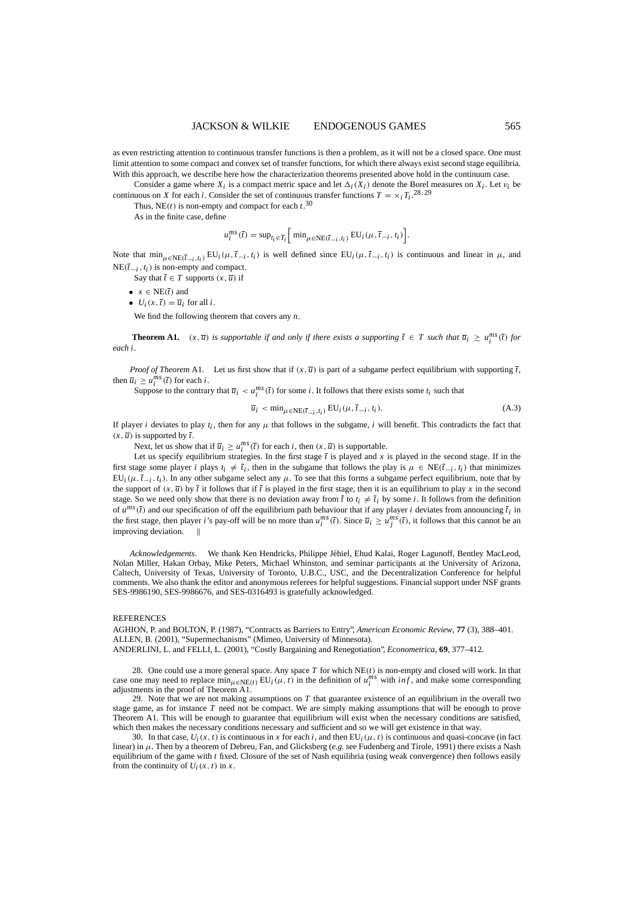as even restricting attention to continuous transfer functions is then a problem, as it will not be a closed space. One must limit attention to some compact and convex set of transfer functions, for which there always exist second stage equilibria. With this approach, we describe here how the characterization theorems presented above hold in the continuum case.

Consider a game where $X_i$ is a compact metric space and let $\Delta_i(X_i)$ denote the Borel measures on $X_i$. Let $v_i$ be continuous on $X$ for each $i$. Consider the set of continuous transfer functions $T = \times_i T_i$.[28,29]

Thus, $\mathrm{NE}(t)$ is non-empty and compact for each $t$.[30]

As in the finite case, define

$$u_i^{ms}(\bar{t}) = \sup_{t_i \in T_i}\Big[\min_{\mu \in \mathrm{NE}(\bar{t}_{-i}, t_i)} \mathrm{EU}_i(\mu, \bar{t}_{-i}, t_i)\Big].$$

Note that $\min_{\mu \in \mathrm{NE}(\bar{t}_{-i}, t_i)} \mathrm{EU}_i(\mu, \bar{t}_{-i}, t_i)$ is well defined since $\mathrm{EU}_i(\mu, \bar{t}_{-i}, t_i)$ is continuous and linear in $\mu$, and $\mathrm{NE}(\bar{t}_{-i}, t_i)$ is non-empty and compact.

Say that $\bar{t} \in T$ supports $(x, \bar{u})$ if

- $x \in \mathrm{NE}(\bar{t})$ and
- $U_i(x, \bar{t}) = \bar{u}_i$ for all $i$.

We find the following theorem that covers any $n$.

**Theorem A1.** *$(x, \bar{u})$ is supportable if and only if there exists a supporting $\bar{t} \in T$ such that $\bar{u}_i \geq u_i^{ms}(\bar{t})$ for each $i$.*

*Proof of Theorem* A1. Let us first show that if $(x, \bar{u})$ is part of a subgame perfect equilibrium with supporting $\bar{t}$, then $\bar{u}_i \geq u_i^{ms}(\bar{t})$ for each $i$.

Suppose to the contrary that $\bar{u}_i < u_i^{ms}(\bar{t})$ for some $i$. It follows that there exists some $t_i$ such that

$$\bar{u}_i < \min_{\mu \in \mathrm{NE}(\bar{t}_{-i}, t_i)} \mathrm{EU}_i(\mu, \bar{t}_{-i}, t_i). \tag{A.3}$$

If player $i$ deviates to play $t_i$, then for any $\mu$ that follows in the subgame, $i$ will benefit. This contradicts the fact that $(x, \bar{u})$ is supported by $\bar{t}$.

Next, let us show that if $\bar{u}_i \geq u_i^{ms}(\bar{t})$ for each $i$, then $(x, \bar{u})$ is supportable.

Let us specify equilibrium strategies. In the first stage $\bar{t}$ is played and $x$ is played in the second stage. If in the first stage some player $i$ plays $t_i \neq \bar{t}_i$, then in the subgame that follows the play is $\mu \in \mathrm{NE}(\bar{t}_{-i}, t_i)$ that minimizes $\mathrm{EU}_i(\mu, \bar{t}_{-i}, t_i)$. In any other subgame select any $\mu$. To see that this forms a subgame perfect equilibrium, note that by the support of $(x, \bar{u})$ by $\bar{t}$ it follows that if $\bar{t}$ is played in the first stage, then it is an equilibrium to play $x$ in the second stage. So we need only show that there is no deviation away from $\bar{t}$ to $t_i \neq \bar{t}_i$ by some $i$. It follows from the definition of $u^{ms}(\bar{t})$ and our specification of off the equilibrium path behaviour that if any player $i$ deviates from announcing $\bar{t}_i$ in the first stage, then player $i$'s pay-off will be no more than $u_i^{ms}(\bar{t})$. Since $\bar{u}_i \geq u_j^{ms}(\bar{t})$, it follows that this cannot be an improving deviation. ‖

*Acknowledgements*. We thank Ken Hendricks, Philippe Jéhiel, Ehud Kalai, Roger Lagunoff, Bentley MacLeod, Nolan Miller, Hakan Orbay, Mike Peters, Michael Whinston, and seminar participants at the University of Arizona, Caltech, University of Texas, University of Toronto, U.B.C., USC, and the Decentralization Conference for helpful comments. We also thank the editor and anonymous referees for helpful suggestions. Financial support under NSF grants SES-9986190, SES-9986676, and SES-0316493 is gratefully acknowledged.

REFERENCES

AGHION, P. and BOLTON, P. (1987), "Contracts as Barriers to Entry", *American Economic Review*, **77** (3), 388–401.

ALLEN, B. (2001), "Supermechanisms" (Mimeo, University of Minnesota).

ANDERLINI, L. and FELLI, L. (2001), "Costly Bargaining and Renegotiation", *Econometrica*, **69**, 377–412.

28. One could use a more general space. Any space $T$ for which $\mathrm{NE}(t)$ is non-empty and closed will work. In that case one may need to replace $\min_{\mu \in \mathrm{NE}(t)} \mathrm{EU}_i(\mu, t)$ in the definition of $u_i^{ms}$ with $inf$, and make some corresponding adjustments in the proof of Theorem A1.

29. Note that we are not making assumptions on $T$ that guarantee existence of an equilibrium in the overall two stage game, as for instance $T$ need not be compact. We are simply making assumptions that will be enough to prove Theorem A1. This will be enough to guarantee that equilibrium will exist when the necessary conditions are satisfied, which then makes the necessary conditions necessary and sufficient and so we will get existence in that way.

30. In that case, $U_i(x, t)$ is continuous in $x$ for each $i$, and then $\mathrm{EU}_i(\mu, t)$ is continuous and quasi-concave (in fact linear) in $\mu$. Then by a theorem of Debreu, Fan, and Glicksberg (*e.g.* see Fudenberg and Tirole, 1991) there exists a Nash equilibrium of the game with $t$ fixed. Closure of the set of Nash equilibria (using weak convergence) then follows easily from the continuity of $U_i(x, t)$ in $x$.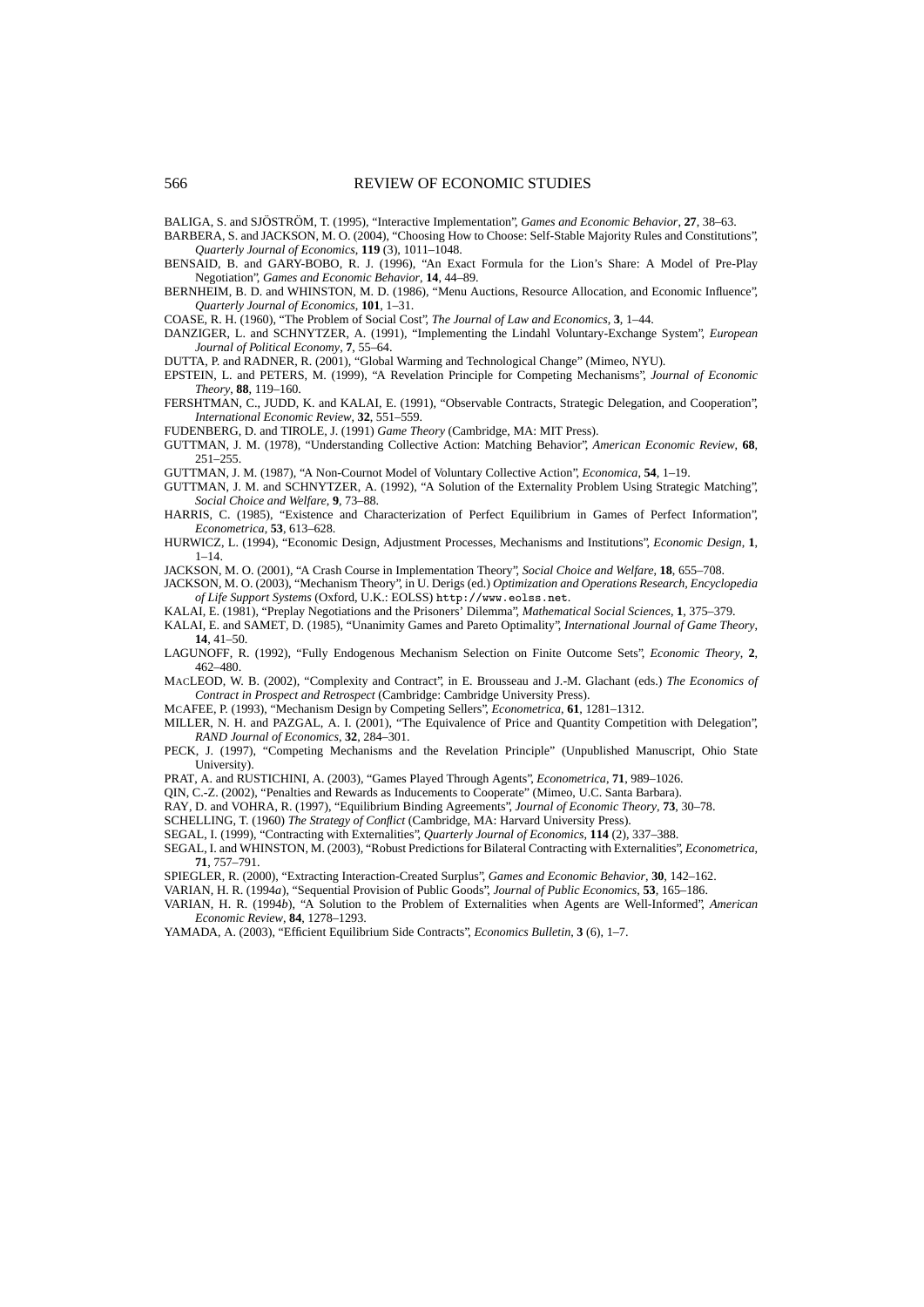BALIGA, S. and SJÖSTRÖM, T. (1995), "Interactive Implementation", *Games and Economic Behavior*, **27**, 38–63.

BARBERA, S. and JACKSON, M. O. (2004), "Choosing How to Choose: Self-Stable Majority Rules and Constitutions", *Quarterly Journal of Economics*, **119** (3), 1011–1048.

BENSAID, B. and GARY-BOBO, R. J. (1996), "An Exact Formula for the Lion's Share: A Model of Pre-Play Negotiation", *Games and Economic Behavior*, **14**, 44–89.

BERNHEIM, B. D. and WHINSTON, M. D. (1986), "Menu Auctions, Resource Allocation, and Economic Influence", *Quarterly Journal of Economics*, **101**, 1–31.

COASE, R. H. (1960), "The Problem of Social Cost", *The Journal of Law and Economics*, **3**, 1–44.

DANZIGER, L. and SCHNYTZER, A. (1991), "Implementing the Lindahl Voluntary-Exchange System", *European Journal of Political Economy*, **7**, 55–64.

DUTTA, P. and RADNER, R. (2001), "Global Warming and Technological Change" (Mimeo, NYU).

EPSTEIN, L. and PETERS, M. (1999), "A Revelation Principle for Competing Mechanisms", *Journal of Economic Theory*, **88**, 119–160.

FERSHTMAN, C., JUDD, K. and KALAI, E. (1991), "Observable Contracts, Strategic Delegation, and Cooperation", *International Economic Review*, **32**, 551–559.

FUDENBERG, D. and TIROLE, J. (1991) *Game Theory* (Cambridge, MA: MIT Press).

GUTTMAN, J. M. (1978), "Understanding Collective Action: Matching Behavior", *American Economic Review*, **68**, 251–255.

GUTTMAN, J. M. (1987), "A Non-Cournot Model of Voluntary Collective Action", *Economica*, **54**, 1–19.

GUTTMAN, J. M. and SCHNYTZER, A. (1992), "A Solution of the Externality Problem Using Strategic Matching", *Social Choice and Welfare*, **9**, 73–88.

HARRIS, C. (1985), "Existence and Characterization of Perfect Equilibrium in Games of Perfect Information", *Econometrica*, **53**, 613–628.

HURWICZ, L. (1994), "Economic Design, Adjustment Processes, Mechanisms and Institutions", *Economic Design*, **1**, 1–14.

JACKSON, M. O. (2001), "A Crash Course in Implementation Theory", *Social Choice and Welfare*, **18**, 655–708.

JACKSON, M. O. (2003), "Mechanism Theory", in U. Derigs (ed.) *Optimization and Operations Research, Encyclopedia of Life Support Systems* (Oxford, U.K.: EOLSS) http://www.eolss.net.

KALAI, E. (1981), "Preplay Negotiations and the Prisoners' Dilemma", *Mathematical Social Sciences*, **1**, 375–379.

KALAI, E. and SAMET, D. (1985), "Unanimity Games and Pareto Optimality", *International Journal of Game Theory*, **14**, 41–50.

LAGUNOFF, R. (1992), "Fully Endogenous Mechanism Selection on Finite Outcome Sets", *Economic Theory*, **2**, 462–480.

MACLEOD, W. B. (2002), "Complexity and Contract", in E. Brousseau and J.-M. Glachant (eds.) *The Economics of Contract in Prospect and Retrospect* (Cambridge: Cambridge University Press).

MCAFEE, P. (1993), "Mechanism Design by Competing Sellers", *Econometrica*, **61**, 1281–1312.

MILLER, N. H. and PAZGAL, A. I. (2001), "The Equivalence of Price and Quantity Competition with Delegation", *RAND Journal of Economics*, **32**, 284–301.

PECK, J. (1997), "Competing Mechanisms and the Revelation Principle" (Unpublished Manuscript, Ohio State University).

PRAT, A. and RUSTICHINI, A. (2003), "Games Played Through Agents", *Econometrica*, **71**, 989–1026.

QIN, C.-Z. (2002), "Penalties and Rewards as Inducements to Cooperate" (Mimeo, U.C. Santa Barbara).

RAY, D. and VOHRA, R. (1997), "Equilibrium Binding Agreements", *Journal of Economic Theory*, **73**, 30–78.

SCHELLING, T. (1960) *The Strategy of Conflict* (Cambridge, MA: Harvard University Press).

SEGAL, I. (1999), "Contracting with Externalities", *Quarterly Journal of Economics*, **114** (2), 337–388.

SEGAL, I. and WHINSTON, M. (2003), "Robust Predictions for Bilateral Contracting with Externalities", *Econometrica*, **71**, 757–791.

SPIEGLER, R. (2000), "Extracting Interaction-Created Surplus", *Games and Economic Behavior*, **30**, 142–162.

VARIAN, H. R. (1994*a*), "Sequential Provision of Public Goods", *Journal of Public Economics*, **53**, 165–186.

VARIAN, H. R. (1994*b*), "A Solution to the Problem of Externalities when Agents are Well-Informed", *American Economic Review*, **84**, 1278–1293.

YAMADA, A. (2003), "Efficient Equilibrium Side Contracts", *Economics Bulletin*, **3** (6), 1–7.